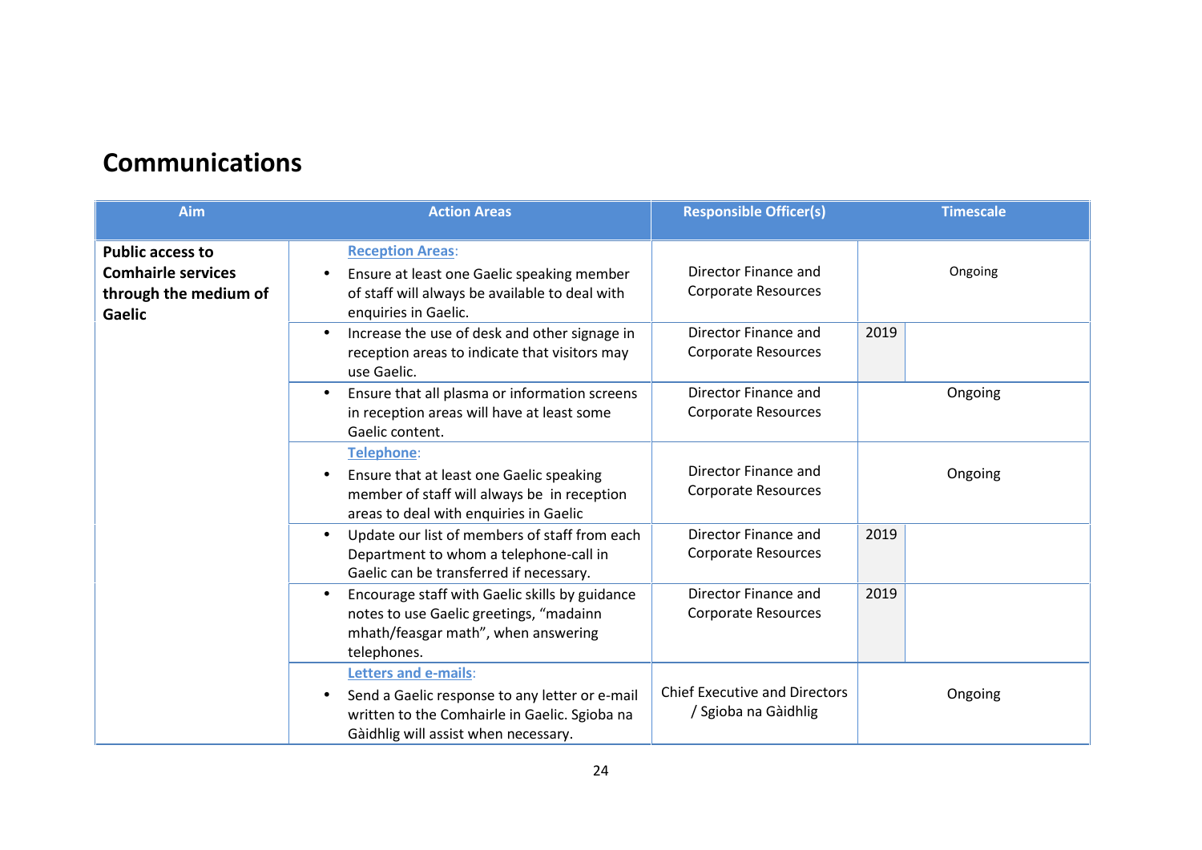## Communications

| Aim | Action Areas | Responsible Officer(s) | Timescale |
|---|---|---|---|
| **Public access to Comhairle services through the medium of Gaelic** | **Reception Areas**: <br>• Ensure at least one Gaelic speaking member of staff will always be available to deal with enquiries in Gaelic. | Director Finance and Corporate Resources | Ongoing |
| | • Increase the use of desk and other signage in reception areas to indicate that visitors may use Gaelic. | Director Finance and Corporate Resources | 2019 |
| | • Ensure that all plasma or information screens in reception areas will have at least some Gaelic content. | Director Finance and Corporate Resources | Ongoing |
| | **Telephone**: <br>• Ensure that at least one Gaelic speaking member of staff will always be in reception areas to deal with enquiries in Gaelic | Director Finance and Corporate Resources | Ongoing |
| | • Update our list of members of staff from each Department to whom a telephone-call in Gaelic can be transferred if necessary. | Director Finance and Corporate Resources | 2019 |
| | • Encourage staff with Gaelic skills by guidance notes to use Gaelic greetings, “madainn mhath/feasgar math”, when answering telephones. | Director Finance and Corporate Resources | 2019 |
| | **Letters and e-mails**: <br>• Send a Gaelic response to any letter or e-mail written to the Comhairle in Gaelic. Sgioba na Gàidhlig will assist when necessary. | Chief Executive and Directors / Sgioba na Gàidhlig | Ongoing |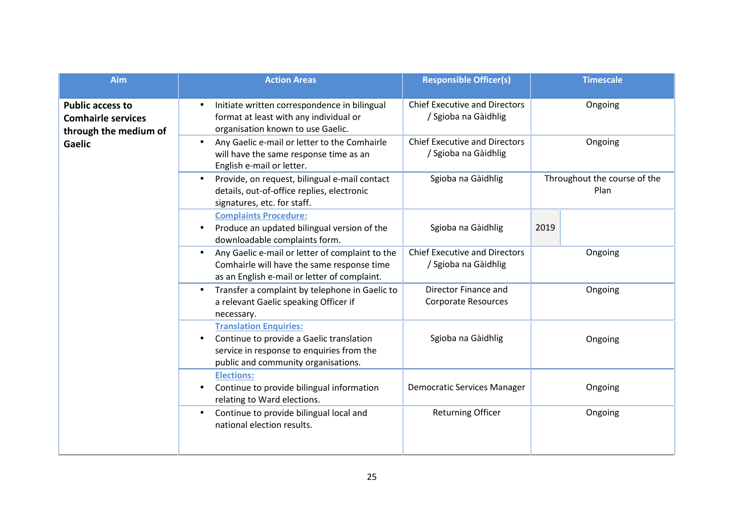| Aim | Action Areas | Responsible Officer(s) | Timescale |
|---|---|---|---|
| **Public access to Comhairle services through the medium of Gaelic** | • Initiate written correspondence in bilingual format at least with any individual or organisation known to use Gaelic. | Chief Executive and Directors / Sgioba na Gàidhlig | Ongoing |
| | • Any Gaelic e-mail or letter to the Comhairle will have the same response time as an English e-mail or letter. | Chief Executive and Directors / Sgioba na Gàidhlig | Ongoing |
| | • Provide, on request, bilingual e-mail contact details, out-of-office replies, electronic signatures, etc. for staff. | Sgioba na Gàidhlig | Throughout the course of the Plan |
| | **Complaints Procedure:** • Produce an updated bilingual version of the downloadable complaints form. | Sgioba na Gàidhlig | 2019 |
| | • Any Gaelic e-mail or letter of complaint to the Comhairle will have the same response time as an English e-mail or letter of complaint. | Chief Executive and Directors / Sgioba na Gàidhlig | Ongoing |
| | • Transfer a complaint by telephone in Gaelic to a relevant Gaelic speaking Officer if necessary. | Director Finance and Corporate Resources | Ongoing |
| | **Translation Enquiries:** • Continue to provide a Gaelic translation service in response to enquiries from the public and community organisations. | Sgioba na Gàidhlig | Ongoing |
| | **Elections:** • Continue to provide bilingual information relating to Ward elections. | Democratic Services Manager | Ongoing |
| | • Continue to provide bilingual local and national election results. | Returning Officer | Ongoing |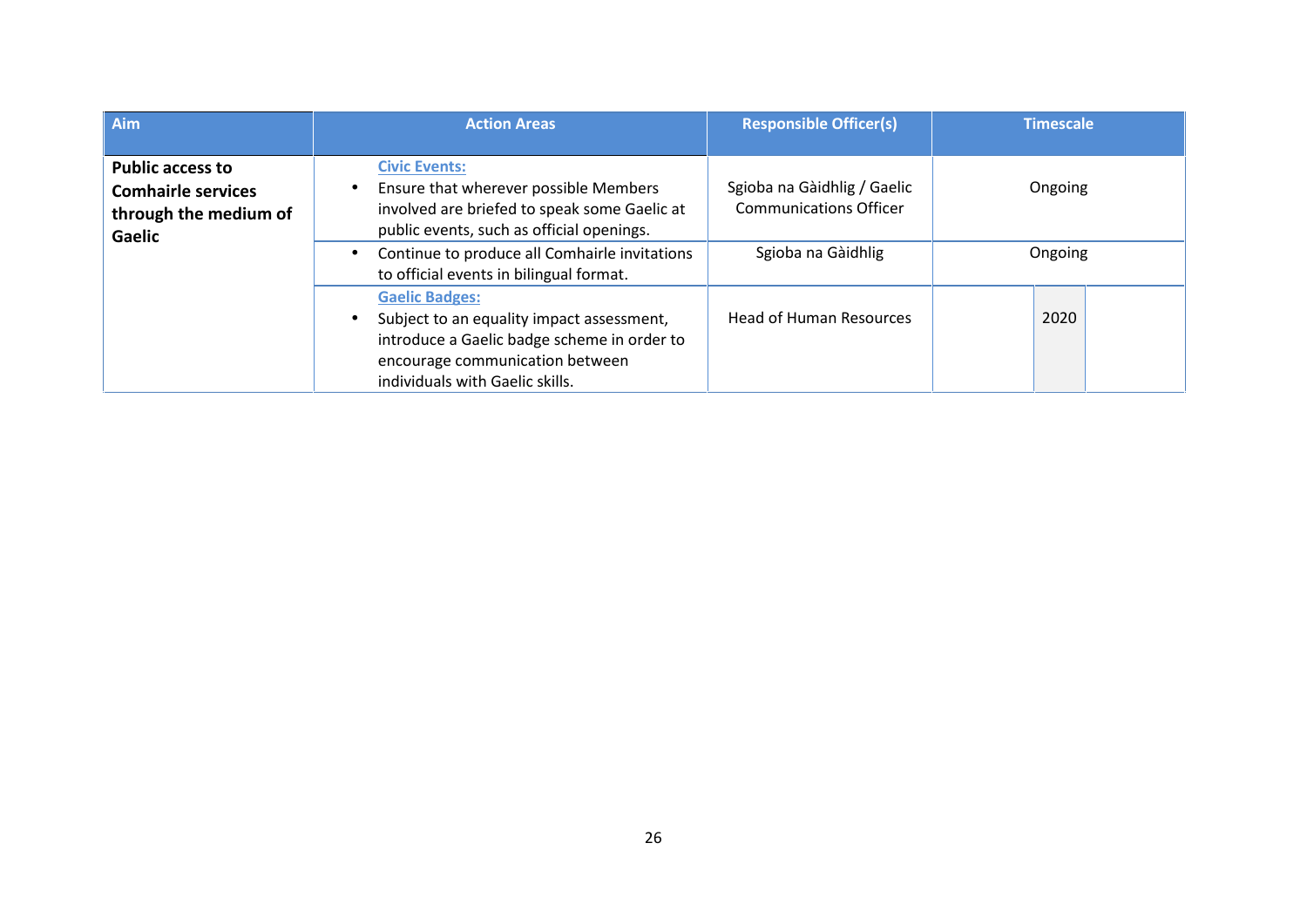| Aim | Action Areas | Responsible Officer(s) | Timescale |
|---|---|---|---|
| **Public access to Comhairle services through the medium of Gaelic** | **Civic Events:**<br>• Ensure that wherever possible Members involved are briefed to speak some Gaelic at public events, such as official openings. | Sgioba na Gàidhlig / Gaelic Communications Officer | Ongoing |
| | • Continue to produce all Comhairle invitations to official events in bilingual format. | Sgioba na Gàidhlig | Ongoing |
| | **Gaelic Badges:**<br>• Subject to an equality impact assessment, introduce a Gaelic badge scheme in order to encourage communication between individuals with Gaelic skills. | Head of Human Resources | 2020 |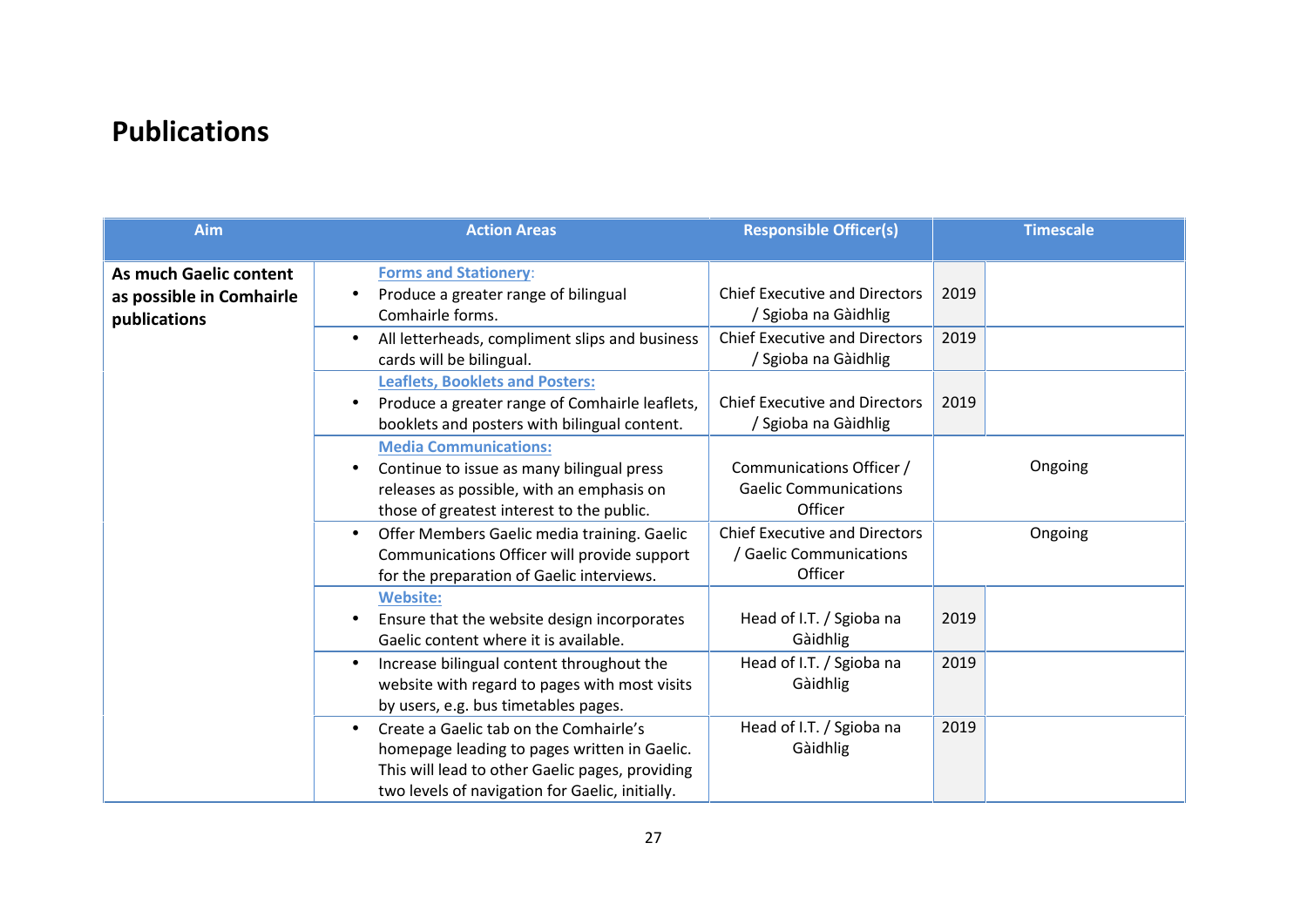## Publications

| Aim | Action Areas | Responsible Officer(s) | Timescale |
|---|---|---|---|
| **As much Gaelic content as possible in Comhairle publications** | **Forms and Stationery:**<br>• Produce a greater range of bilingual Comhairle forms. | Chief Executive and Directors / Sgioba na Gàidhlig | 2019 |
| | • All letterheads, compliment slips and business cards will be bilingual. | Chief Executive and Directors / Sgioba na Gàidhlig | 2019 |
| | **Leaflets, Booklets and Posters:**<br>• Produce a greater range of Comhairle leaflets, booklets and posters with bilingual content. | Chief Executive and Directors / Sgioba na Gàidhlig | 2019 |
| | **Media Communications:**<br>• Continue to issue as many bilingual press releases as possible, with an emphasis on those of greatest interest to the public. | Communications Officer / Gaelic Communications Officer | Ongoing |
| | • Offer Members Gaelic media training. Gaelic Communications Officer will provide support for the preparation of Gaelic interviews. | Chief Executive and Directors / Gaelic Communications Officer | Ongoing |
| | **Website:**<br>• Ensure that the website design incorporates Gaelic content where it is available. | Head of I.T. / Sgioba na Gàidhlig | 2019 |
| | • Increase bilingual content throughout the website with regard to pages with most visits by users, e.g. bus timetables pages. | Head of I.T. / Sgioba na Gàidhlig | 2019 |
| | • Create a Gaelic tab on the Comhairle's homepage leading to pages written in Gaelic. This will lead to other Gaelic pages, providing two levels of navigation for Gaelic, initially. | Head of I.T. / Sgioba na Gàidhlig | 2019 |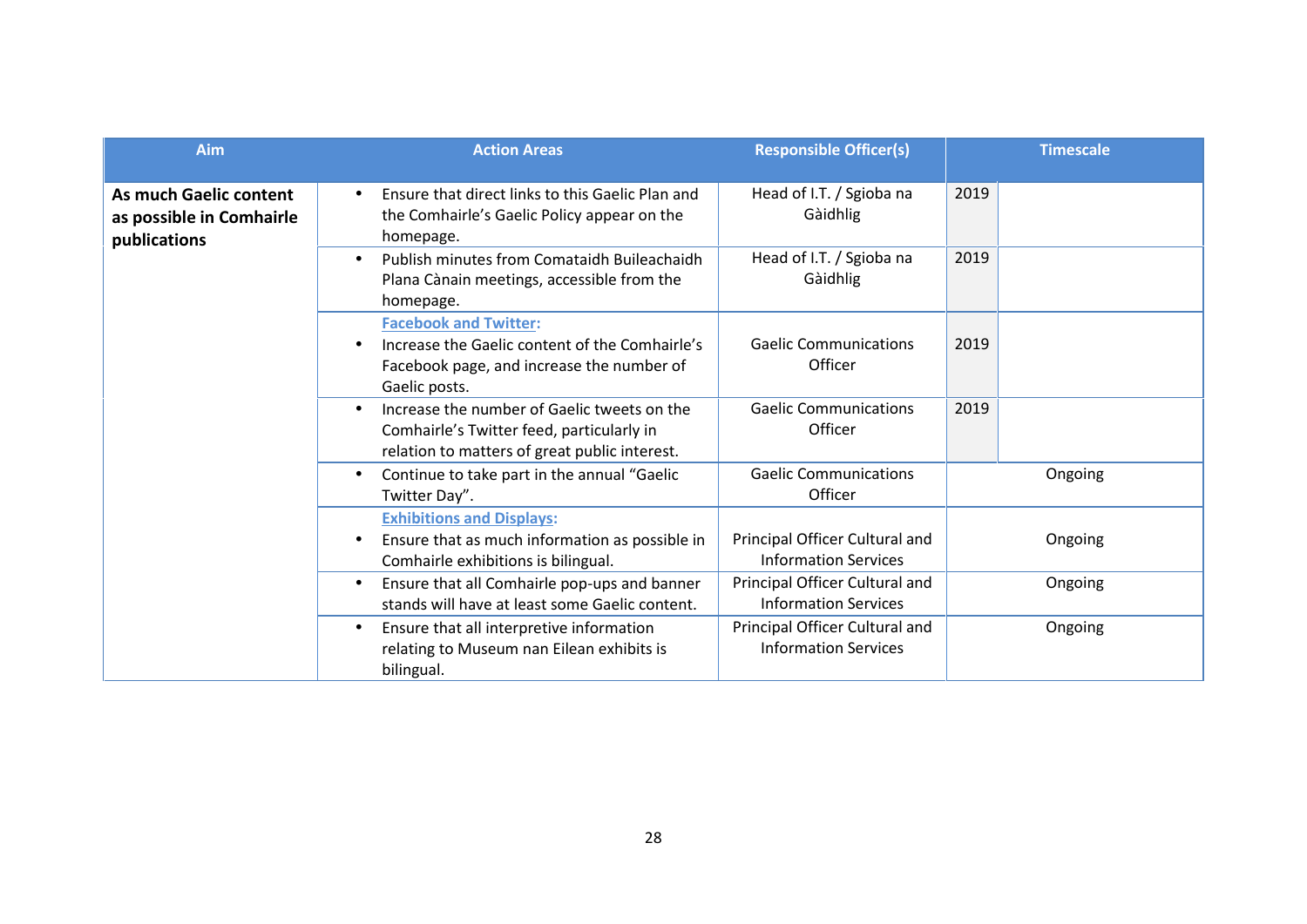| Aim | Action Areas | Responsible Officer(s) | Timescale |
|---|---|---|---|
| **As much Gaelic content as possible in Comhairle publications** | • Ensure that direct links to this Gaelic Plan and the Comhairle's Gaelic Policy appear on the homepage. | Head of I.T. / Sgioba na Gàidhlig | 2019 |
| | • Publish minutes from Comataidh Buileachaidh Plana Cànain meetings, accessible from the homepage. | Head of I.T. / Sgioba na Gàidhlig | 2019 |
| | **Facebook and Twitter:** • Increase the Gaelic content of the Comhairle's Facebook page, and increase the number of Gaelic posts. | Gaelic Communications Officer | 2019 |
| | • Increase the number of Gaelic tweets on the Comhairle's Twitter feed, particularly in relation to matters of great public interest. | Gaelic Communications Officer | 2019 |
| | • Continue to take part in the annual "Gaelic Twitter Day". | Gaelic Communications Officer | Ongoing |
| | **Exhibitions and Displays:** • Ensure that as much information as possible in Comhairle exhibitions is bilingual. | Principal Officer Cultural and Information Services | Ongoing |
| | • Ensure that all Comhairle pop-ups and banner stands will have at least some Gaelic content. | Principal Officer Cultural and Information Services | Ongoing |
| | • Ensure that all interpretive information relating to Museum nan Eilean exhibits is bilingual. | Principal Officer Cultural and Information Services | Ongoing |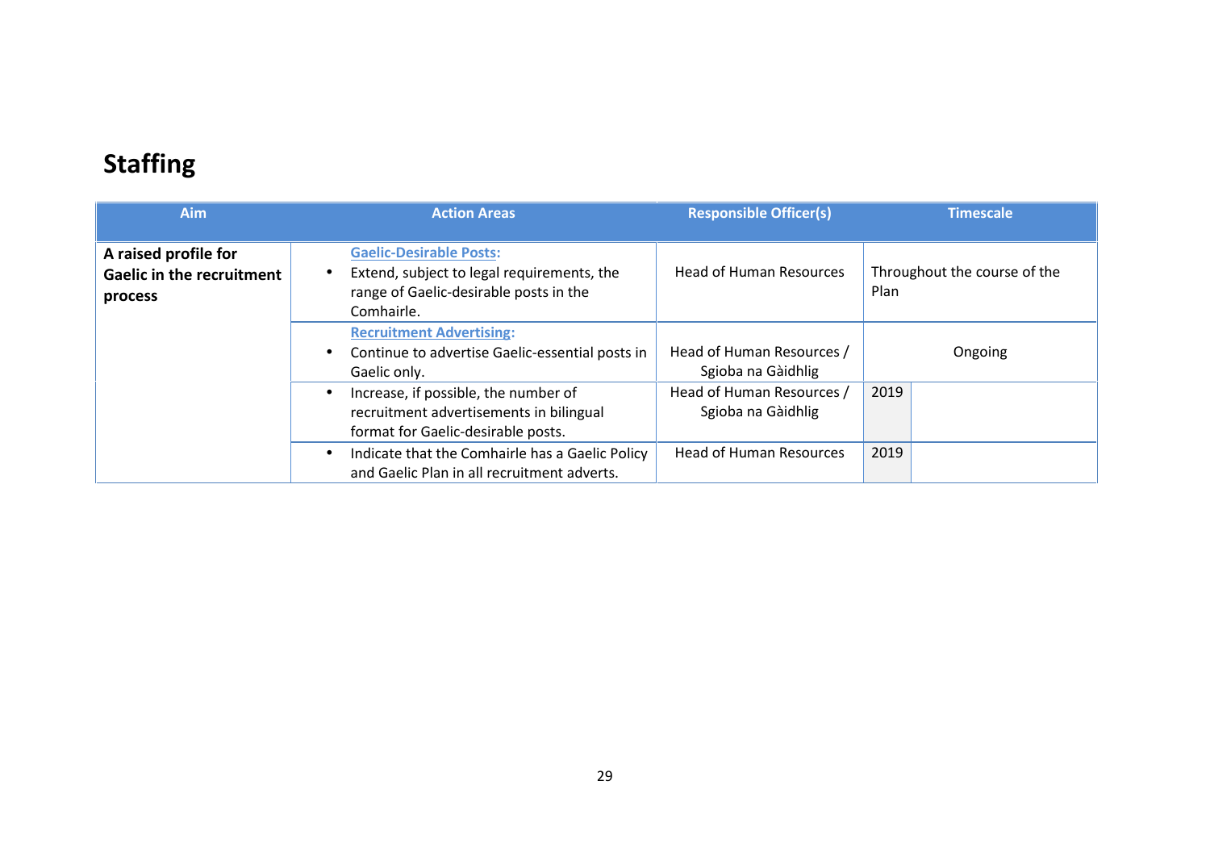# Staffing

| Aim | Action Areas | Responsible Officer(s) | Timescale |
|---|---|---|---|
| **A raised profile for Gaelic in the recruitment process** | **Gaelic-Desirable Posts:**<br>• Extend, subject to legal requirements, the range of Gaelic-desirable posts in the Comhairle. | Head of Human Resources | Throughout the course of the Plan |
| | **Recruitment Advertising:**<br>• Continue to advertise Gaelic-essential posts in Gaelic only. | Head of Human Resources / Sgioba na Gàidhlig | Ongoing |
| | • Increase, if possible, the number of recruitment advertisements in bilingual format for Gaelic-desirable posts. | Head of Human Resources / Sgioba na Gàidhlig | 2019 |
| | • Indicate that the Comhairle has a Gaelic Policy and Gaelic Plan in all recruitment adverts. | Head of Human Resources | 2019 |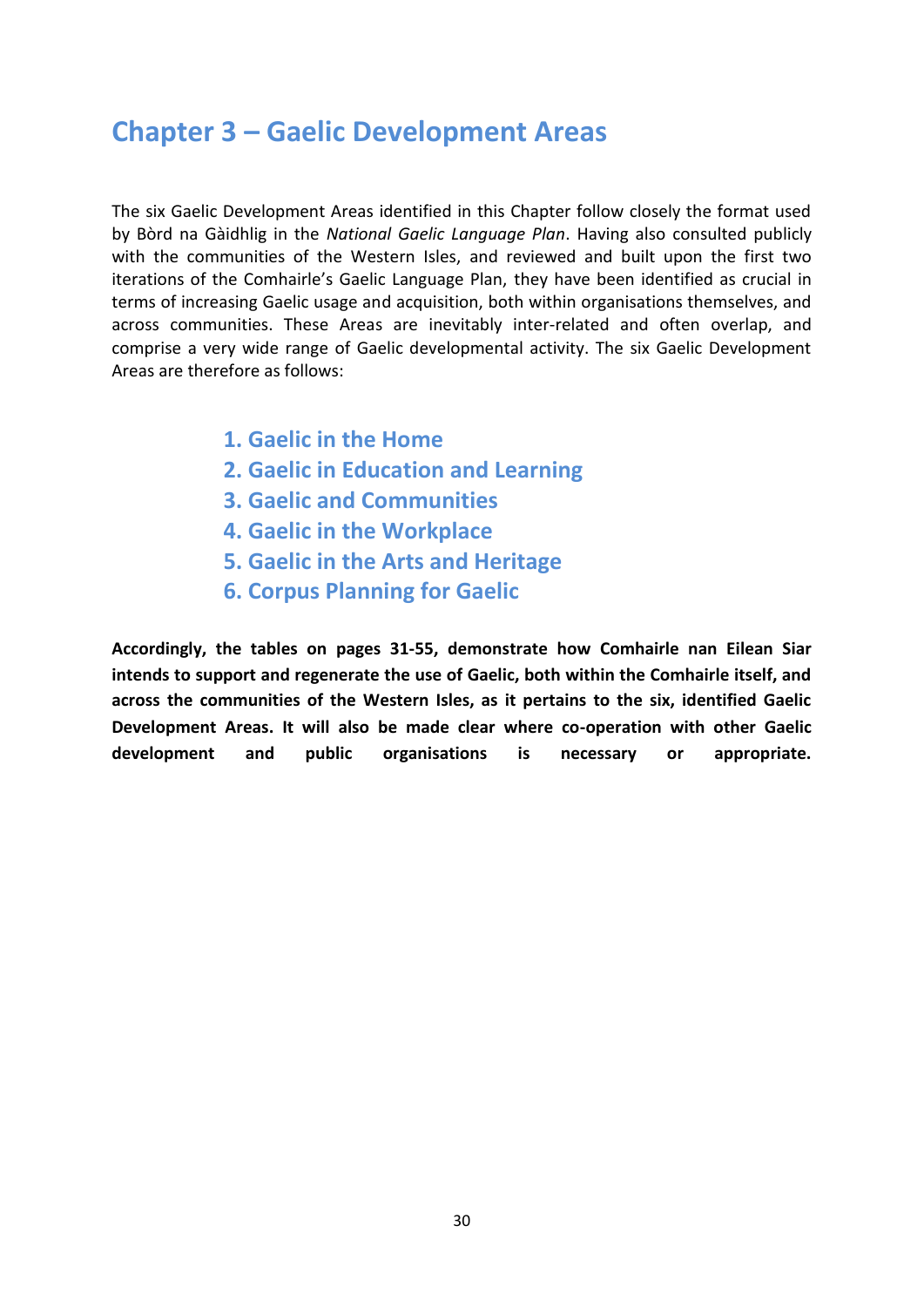# Chapter 3 – Gaelic Development Areas

The six Gaelic Development Areas identified in this Chapter follow closely the format used by Bòrd na Gàidhlig in the *National Gaelic Language Plan*. Having also consulted publicly with the communities of the Western Isles, and reviewed and built upon the first two iterations of the Comhairle's Gaelic Language Plan, they have been identified as crucial in terms of increasing Gaelic usage and acquisition, both within organisations themselves, and across communities. These Areas are inevitably inter-related and often overlap, and comprise a very wide range of Gaelic developmental activity. The six Gaelic Development Areas are therefore as follows:

1. **Gaelic in the Home**
2. **Gaelic in Education and Learning**
3. **Gaelic and Communities**
4. **Gaelic in the Workplace**
5. **Gaelic in the Arts and Heritage**
6. **Corpus Planning for Gaelic**

**Accordingly, the tables on pages 31-55, demonstrate how Comhairle nan Eilean Siar intends to support and regenerate the use of Gaelic, both within the Comhairle itself, and across the communities of the Western Isles, as it pertains to the six, identified Gaelic Development Areas. It will also be made clear where co-operation with other Gaelic development and public organisations is necessary or appropriate.**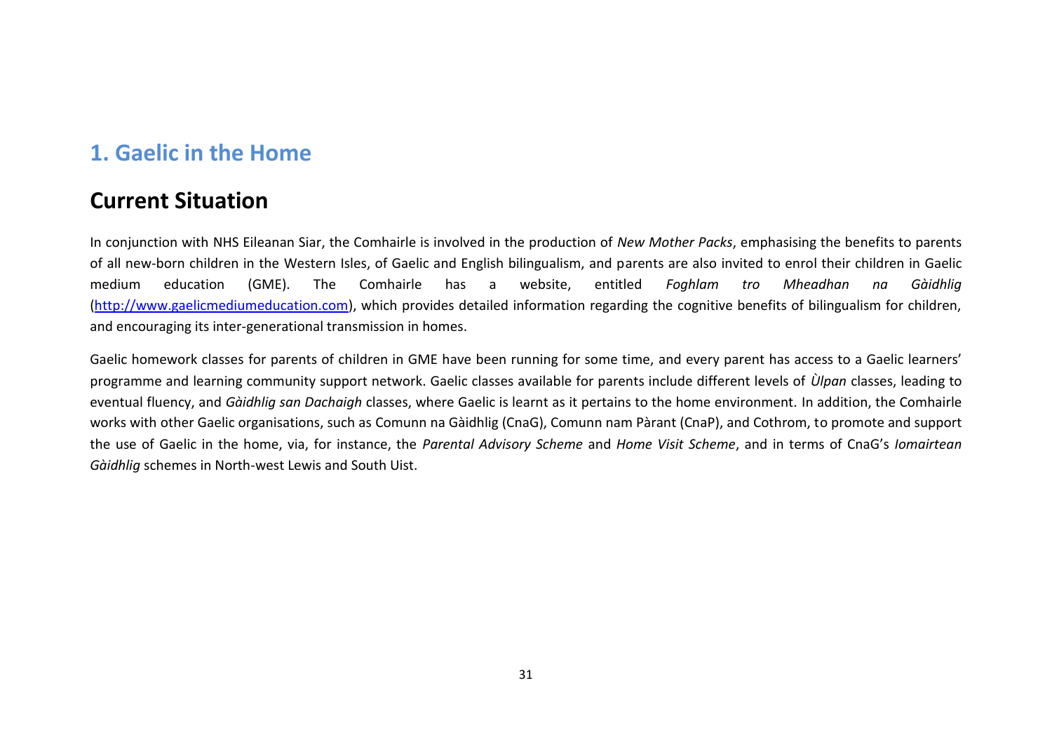# 1. Gaelic in the Home

## Current Situation

In conjunction with NHS Eileanan Siar, the Comhairle is involved in the production of *New Mother Packs*, emphasising the benefits to parents of all new-born children in the Western Isles, of Gaelic and English bilingualism, and parents are also invited to enrol their children in Gaelic medium education (GME). The Comhairle has a website, entitled *Foghlam tro Mheadhan na Gàidhlig* ([http://www.gaelicmediumeducation.com](http://www.gaelicmediumeducation.com)), which provides detailed information regarding the cognitive benefits of bilingualism for children, and encouraging its inter-generational transmission in homes.

Gaelic homework classes for parents of children in GME have been running for some time, and every parent has access to a Gaelic learners' programme and learning community support network. Gaelic classes available for parents include different levels of *Ùlpan* classes, leading to eventual fluency, and *Gàidhlig san Dachaigh* classes, where Gaelic is learnt as it pertains to the home environment. In addition, the Comhairle works with other Gaelic organisations, such as Comunn na Gàidhlig (CnaG), Comunn nam Pàrant (CnaP), and Cothrom, to promote and support the use of Gaelic in the home, via, for instance, the *Parental Advisory Scheme* and *Home Visit Scheme*, and in terms of CnaG's *Iomairtean Gàidhlig* schemes in North-west Lewis and South Uist.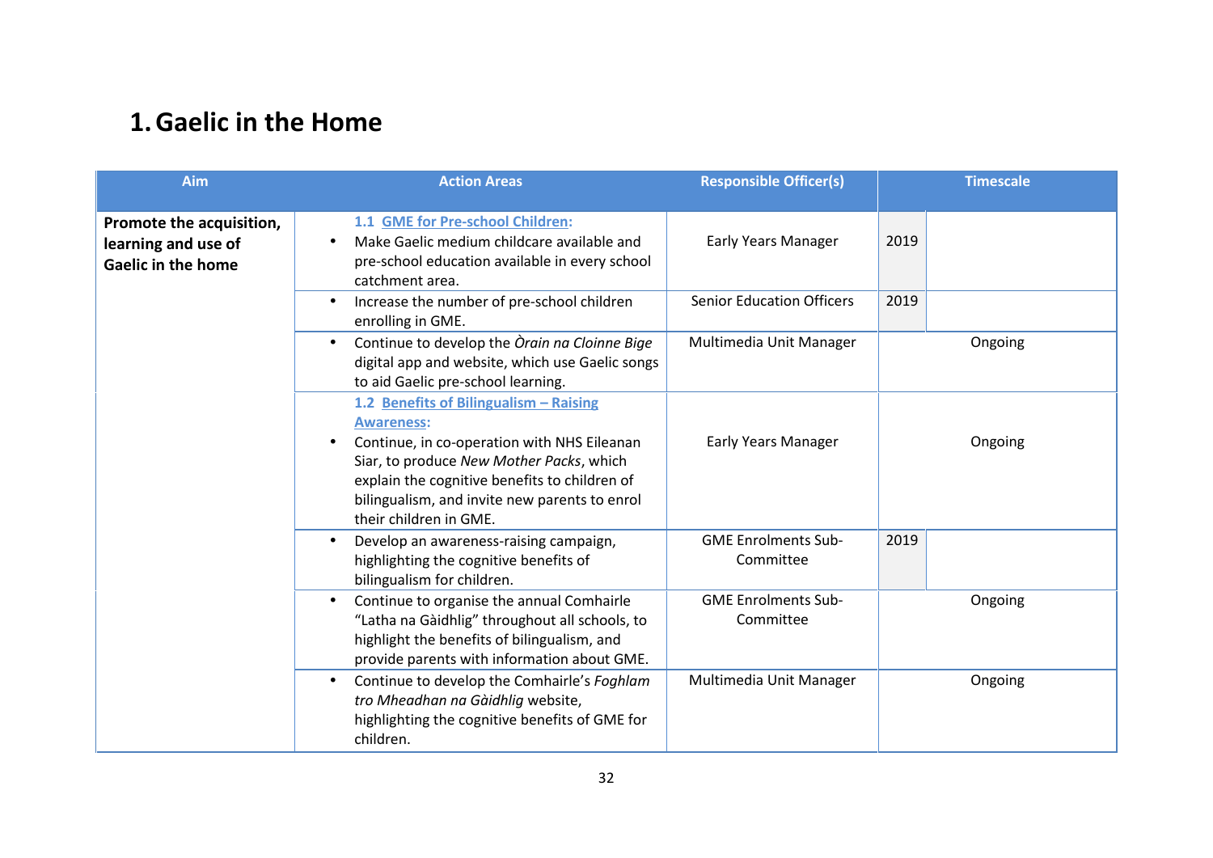# 1. Gaelic in the Home

| Aim | Action Areas | Responsible Officer(s) | Timescale | |
|---|---|---|---|---|
| **Promote the acquisition, learning and use of Gaelic in the home** | **1.1 GME for Pre-school Children:**<br>• Make Gaelic medium childcare available and pre-school education available in every school catchment area. | Early Years Manager | 2019 | |
| | • Increase the number of pre-school children enrolling in GME. | Senior Education Officers | 2019 | |
| | • Continue to develop the *Òrain na Cloinne Bige* digital app and website, which use Gaelic songs to aid Gaelic pre-school learning. | Multimedia Unit Manager | Ongoing | |
| | **1.2 Benefits of Bilingualism – Raising Awareness:**<br>• Continue, in co-operation with NHS Eileanan Siar, to produce *New Mother Packs*, which explain the cognitive benefits to children of bilingualism, and invite new parents to enrol their children in GME. | Early Years Manager | Ongoing | |
| | • Develop an awareness-raising campaign, highlighting the cognitive benefits of bilingualism for children. | GME Enrolments Sub-Committee | 2019 | |
| | • Continue to organise the annual Comhairle "Latha na Gàidhlig" throughout all schools, to highlight the benefits of bilingualism, and provide parents with information about GME. | GME Enrolments Sub-Committee | Ongoing | |
| | • Continue to develop the Comhairle's *Foghlam tro Mheadhan na Gàidhlig* website, highlighting the cognitive benefits of GME for children. | Multimedia Unit Manager | Ongoing | |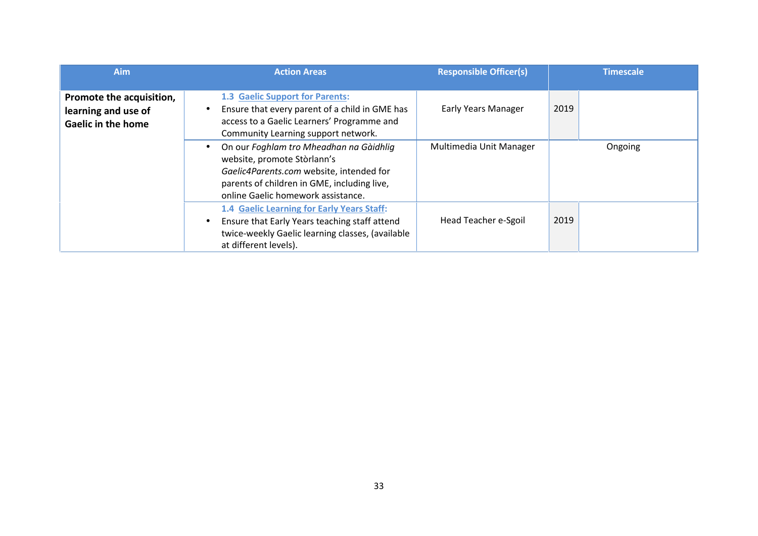| Aim | Action Areas | Responsible Officer(s) | Timescale |
|---|---|---|---|
| **Promote the acquisition, learning and use of Gaelic in the home** | **1.3 Gaelic Support for Parents:**<br>• Ensure that every parent of a child in GME has access to a Gaelic Learners' Programme and Community Learning support network. | Early Years Manager | 2019 |
| | • On our *Foghlam tro Mheadhan na Gàidhlig* website, promote Stòrlann's *Gaelic4Parents.com* website, intended for parents of children in GME, including live, online Gaelic homework assistance. | Multimedia Unit Manager | Ongoing |
| | **1.4 Gaelic Learning for Early Years Staff:**<br>• Ensure that Early Years teaching staff attend twice-weekly Gaelic learning classes, (available at different levels). | Head Teacher e-Sgoil | 2019 |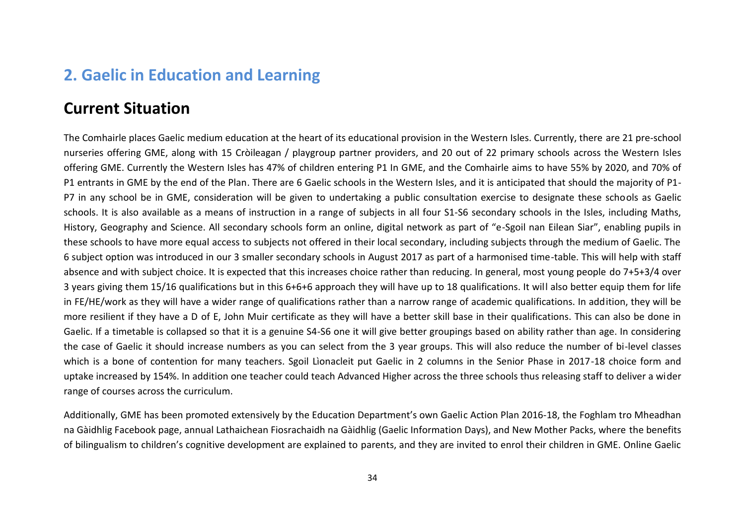## 2. Gaelic in Education and Learning

## Current Situation

The Comhairle places Gaelic medium education at the heart of its educational provision in the Western Isles. Currently, there are 21 pre-school nurseries offering GME, along with 15 Cròileagan / playgroup partner providers, and 20 out of 22 primary schools across the Western Isles offering GME. Currently the Western Isles has 47% of children entering P1 In GME, and the Comhairle aims to have 55% by 2020, and 70% of P1 entrants in GME by the end of the Plan. There are 6 Gaelic schools in the Western Isles, and it is anticipated that should the majority of P1-P7 in any school be in GME, consideration will be given to undertaking a public consultation exercise to designate these schools as Gaelic schools. It is also available as a means of instruction in a range of subjects in all four S1-S6 secondary schools in the Isles, including Maths, History, Geography and Science. All secondary schools form an online, digital network as part of "e-Sgoil nan Eilean Siar", enabling pupils in these schools to have more equal access to subjects not offered in their local secondary, including subjects through the medium of Gaelic. The 6 subject option was introduced in our 3 smaller secondary schools in August 2017 as part of a harmonised time-table. This will help with staff absence and with subject choice. It is expected that this increases choice rather than reducing. In general, most young people do 7+5+3/4 over 3 years giving them 15/16 qualifications but in this 6+6+6 approach they will have up to 18 qualifications. It will also better equip them for life in FE/HE/work as they will have a wider range of qualifications rather than a narrow range of academic qualifications. In addition, they will be more resilient if they have a D of E, John Muir certificate as they will have a better skill base in their qualifications. This can also be done in Gaelic. If a timetable is collapsed so that it is a genuine S4-S6 one it will give better groupings based on ability rather than age. In considering the case of Gaelic it should increase numbers as you can select from the 3 year groups. This will also reduce the number of bi-level classes which is a bone of contention for many teachers. Sgoil Lìonacleit put Gaelic in 2 columns in the Senior Phase in 2017-18 choice form and uptake increased by 154%. In addition one teacher could teach Advanced Higher across the three schools thus releasing staff to deliver a wider range of courses across the curriculum.

Additionally, GME has been promoted extensively by the Education Department's own Gaelic Action Plan 2016-18, the Foghlam tro Mheadhan na Gàidhlig Facebook page, annual Lathaichean Fiosrachaidh na Gàidhlig (Gaelic Information Days), and New Mother Packs, where the benefits of bilingualism to children's cognitive development are explained to parents, and they are invited to enrol their children in GME. Online Gaelic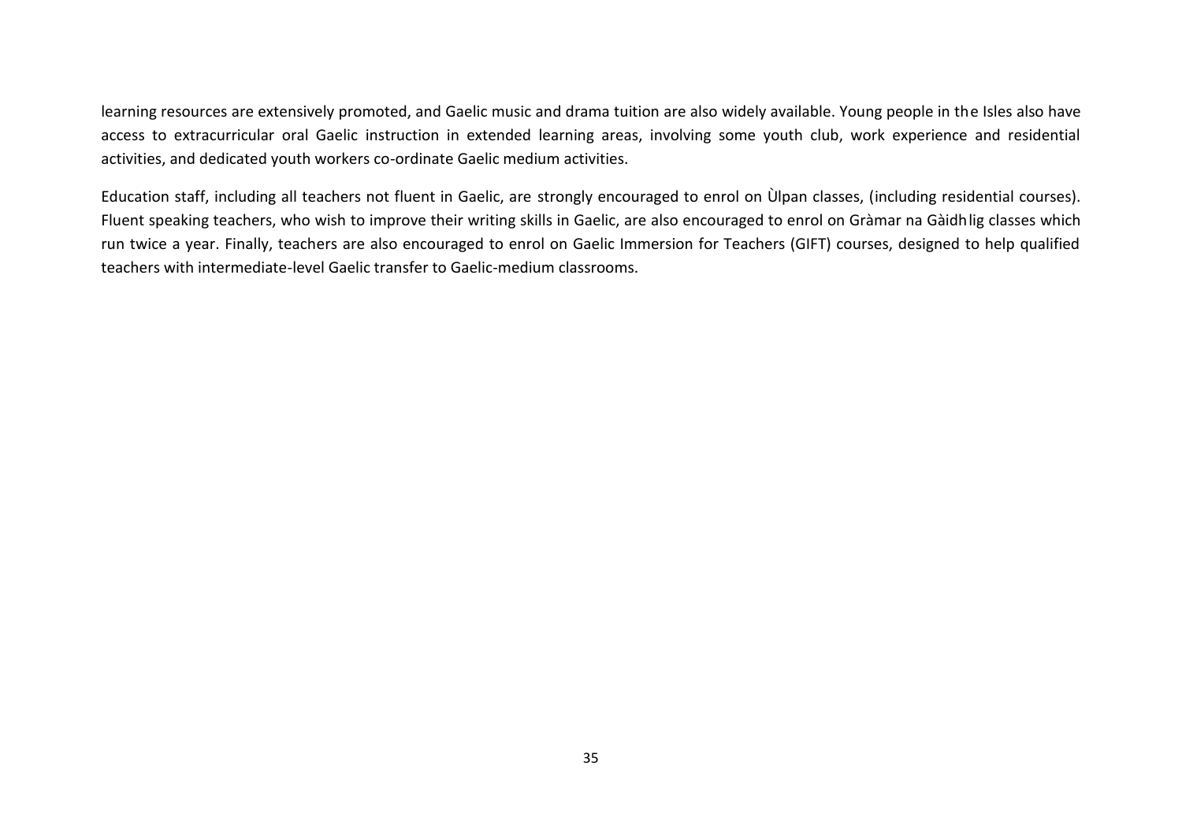learning resources are extensively promoted, and Gaelic music and drama tuition are also widely available. Young people in the Isles also have access to extracurricular oral Gaelic instruction in extended learning areas, involving some youth club, work experience and residential activities, and dedicated youth workers co-ordinate Gaelic medium activities.

Education staff, including all teachers not fluent in Gaelic, are strongly encouraged to enrol on Ùlpan classes, (including residential courses). Fluent speaking teachers, who wish to improve their writing skills in Gaelic, are also encouraged to enrol on Gràmar na Gàidhlig classes which run twice a year. Finally, teachers are also encouraged to enrol on Gaelic Immersion for Teachers (GIFT) courses, designed to help qualified teachers with intermediate-level Gaelic transfer to Gaelic-medium classrooms.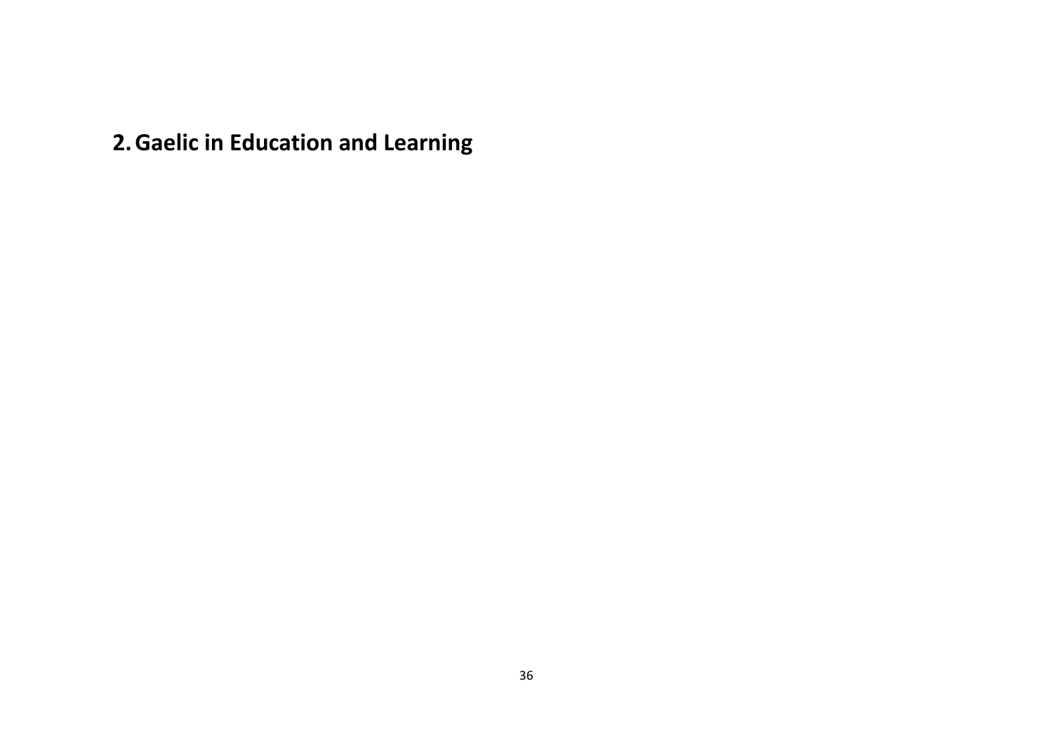# 2. Gaelic in Education and Learning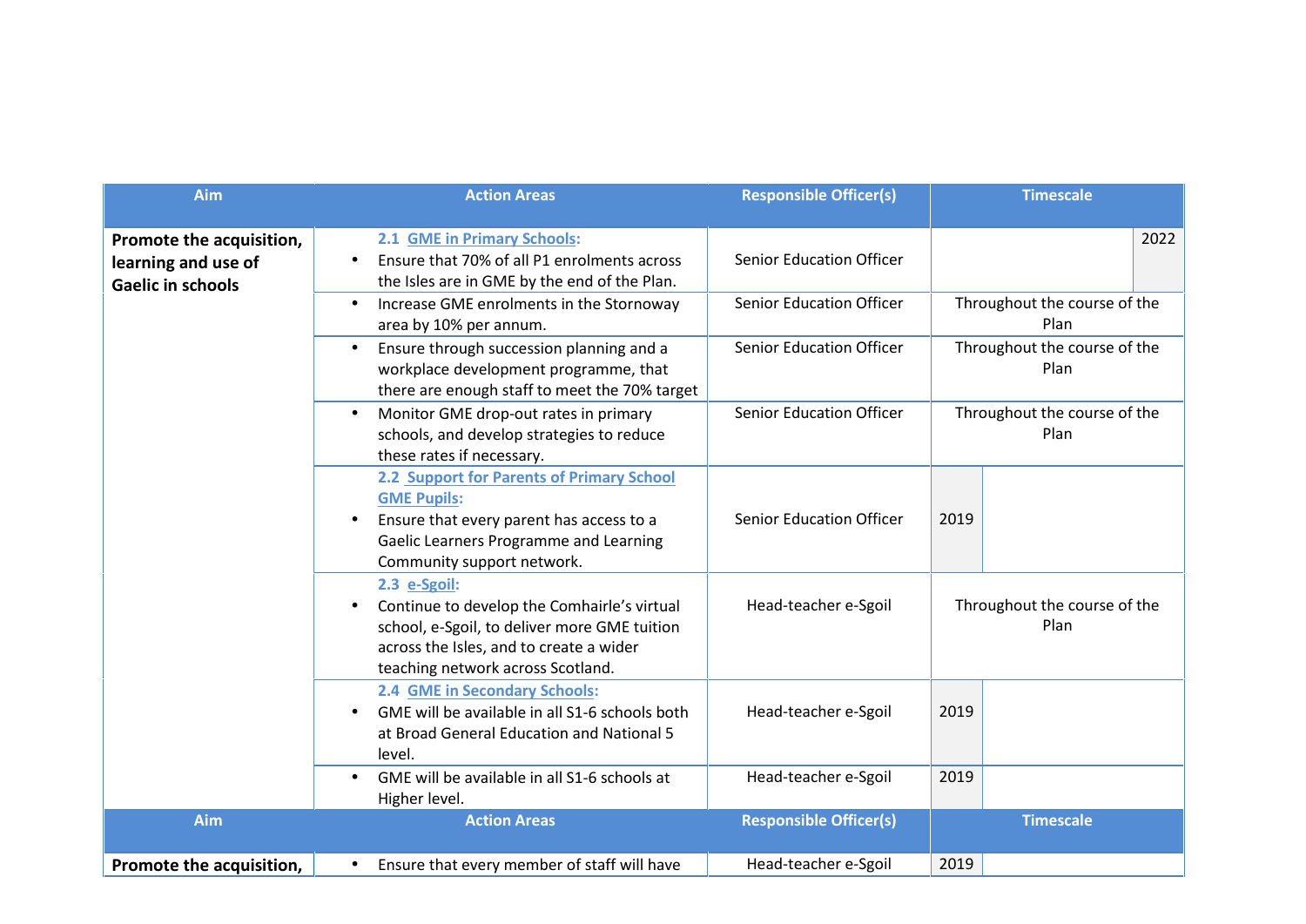| Aim | Action Areas | Responsible Officer(s) | Timescale |
|---|---|---|---|
| **Promote the acquisition, learning and use of Gaelic in schools** | **2.1 GME in Primary Schools:**<br>• Ensure that 70% of all P1 enrolments across the Isles are in GME by the end of the Plan. | Senior Education Officer | 2022 |
| | • Increase GME enrolments in the Stornoway area by 10% per annum. | Senior Education Officer | Throughout the course of the Plan |
| | • Ensure through succession planning and a workplace development programme, that there are enough staff to meet the 70% target | Senior Education Officer | Throughout the course of the Plan |
| | • Monitor GME drop-out rates in primary schools, and develop strategies to reduce these rates if necessary. | Senior Education Officer | Throughout the course of the Plan |
| | **2.2 Support for Parents of Primary School GME Pupils:**<br>• Ensure that every parent has access to a Gaelic Learners Programme and Learning Community support network. | Senior Education Officer | 2019 |
| | **2.3 e-Sgoil:**<br>• Continue to develop the Comhairle's virtual school, e-Sgoil, to deliver more GME tuition across the Isles, and to create a wider teaching network across Scotland. | Head-teacher e-Sgoil | Throughout the course of the Plan |
| | **2.4 GME in Secondary Schools:**<br>• GME will be available in all S1-6 schools both at Broad General Education and National 5 level. | Head-teacher e-Sgoil | 2019 |
| | • GME will be available in all S1-6 schools at Higher level. | Head-teacher e-Sgoil | 2019 |

| Aim | Action Areas | Responsible Officer(s) | Timescale |
|---|---|---|---|
| **Promote the acquisition,** | • Ensure that every member of staff will have | Head-teacher e-Sgoil | 2019 |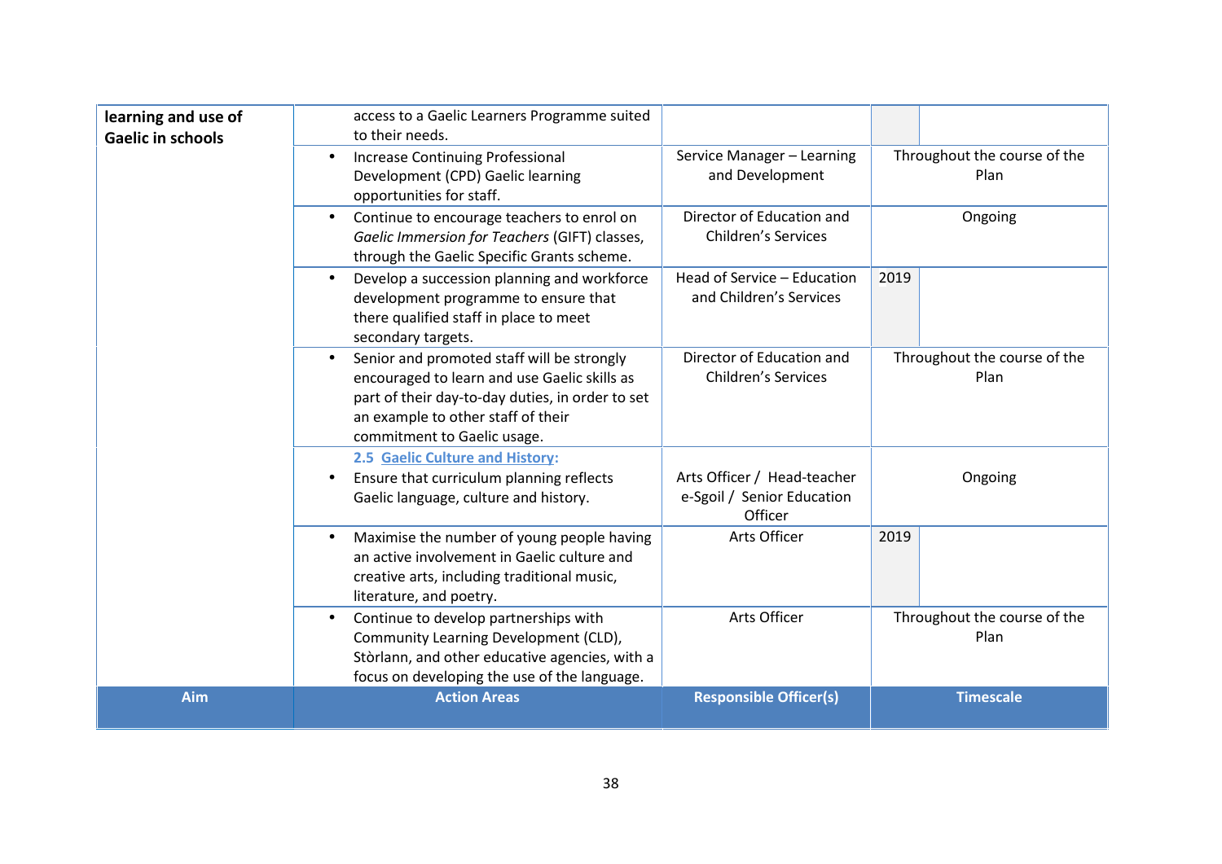| Aim | Action Areas | Responsible Officer(s) | Timescale |
|---|---|---|---|
| **learning and use of Gaelic in schools** | access to a Gaelic Learners Programme suited to their needs. | | |
| | • Increase Continuing Professional Development (CPD) Gaelic learning opportunities for staff. | Service Manager – Learning and Development | Throughout the course of the Plan |
| | • Continue to encourage teachers to enrol on *Gaelic Immersion for Teachers* (GIFT) classes, through the Gaelic Specific Grants scheme. | Director of Education and Children's Services | Ongoing |
| | • Develop a succession planning and workforce development programme to ensure that there qualified staff in place to meet secondary targets. | Head of Service – Education and Children's Services | 2019 |
| | • Senior and promoted staff will be strongly encouraged to learn and use Gaelic skills as part of their day-to-day duties, in order to set an example to other staff of their commitment to Gaelic usage. | Director of Education and Children's Services | Throughout the course of the Plan |
| | **2.5 Gaelic Culture and History:** • Ensure that curriculum planning reflects Gaelic language, culture and history. | Arts Officer / Head-teacher e-Sgoil / Senior Education Officer | Ongoing |
| | • Maximise the number of young people having an active involvement in Gaelic culture and creative arts, including traditional music, literature, and poetry. | Arts Officer | 2019 |
| | • Continue to develop partnerships with Community Learning Development (CLD), Stòrlann, and other educative agencies, with a focus on developing the use of the language. | Arts Officer | Throughout the course of the Plan |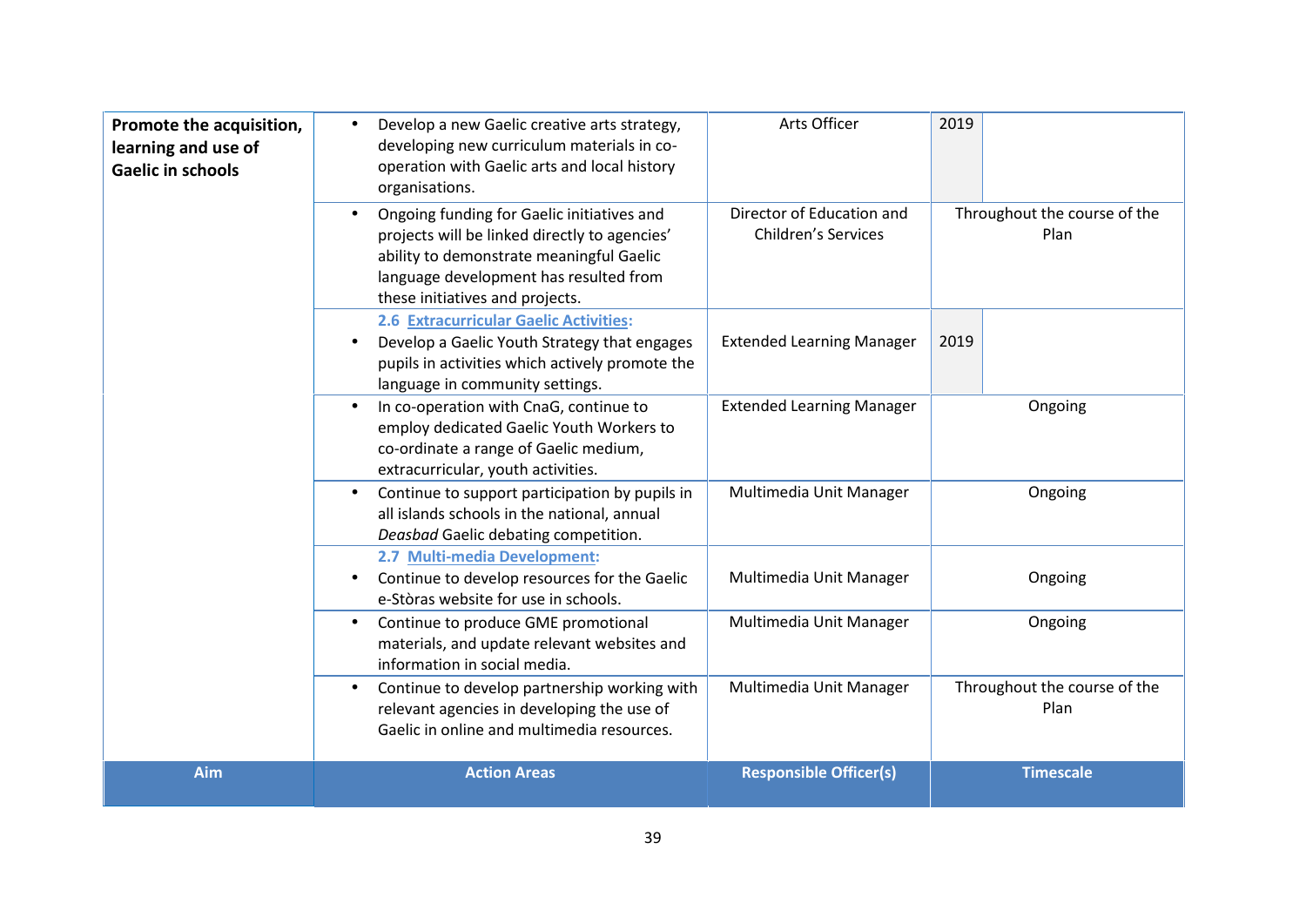| Aim | Action Areas | Responsible Officer(s) | Timescale |
|---|---|---|---|
| **Promote the acquisition, learning and use of Gaelic in schools** | • Develop a new Gaelic creative arts strategy, developing new curriculum materials in co-operation with Gaelic arts and local history organisations. | Arts Officer | 2019 |
| | • Ongoing funding for Gaelic initiatives and projects will be linked directly to agencies' ability to demonstrate meaningful Gaelic language development has resulted from these initiatives and projects. | Director of Education and Children's Services | Throughout the course of the Plan |
| | **2.6 Extracurricular Gaelic Activities:** • Develop a Gaelic Youth Strategy that engages pupils in activities which actively promote the language in community settings. | Extended Learning Manager | 2019 |
| | • In co-operation with CnaG, continue to employ dedicated Gaelic Youth Workers to co-ordinate a range of Gaelic medium, extracurricular, youth activities. | Extended Learning Manager | Ongoing |
| | • Continue to support participation by pupils in all islands schools in the national, annual *Deasbad* Gaelic debating competition. | Multimedia Unit Manager | Ongoing |
| | **2.7 Multi-media Development:** • Continue to develop resources for the Gaelic e-Stòras website for use in schools. | Multimedia Unit Manager | Ongoing |
| | • Continue to produce GME promotional materials, and update relevant websites and information in social media. | Multimedia Unit Manager | Ongoing |
| | • Continue to develop partnership working with relevant agencies in developing the use of Gaelic in online and multimedia resources. | Multimedia Unit Manager | Throughout the course of the Plan |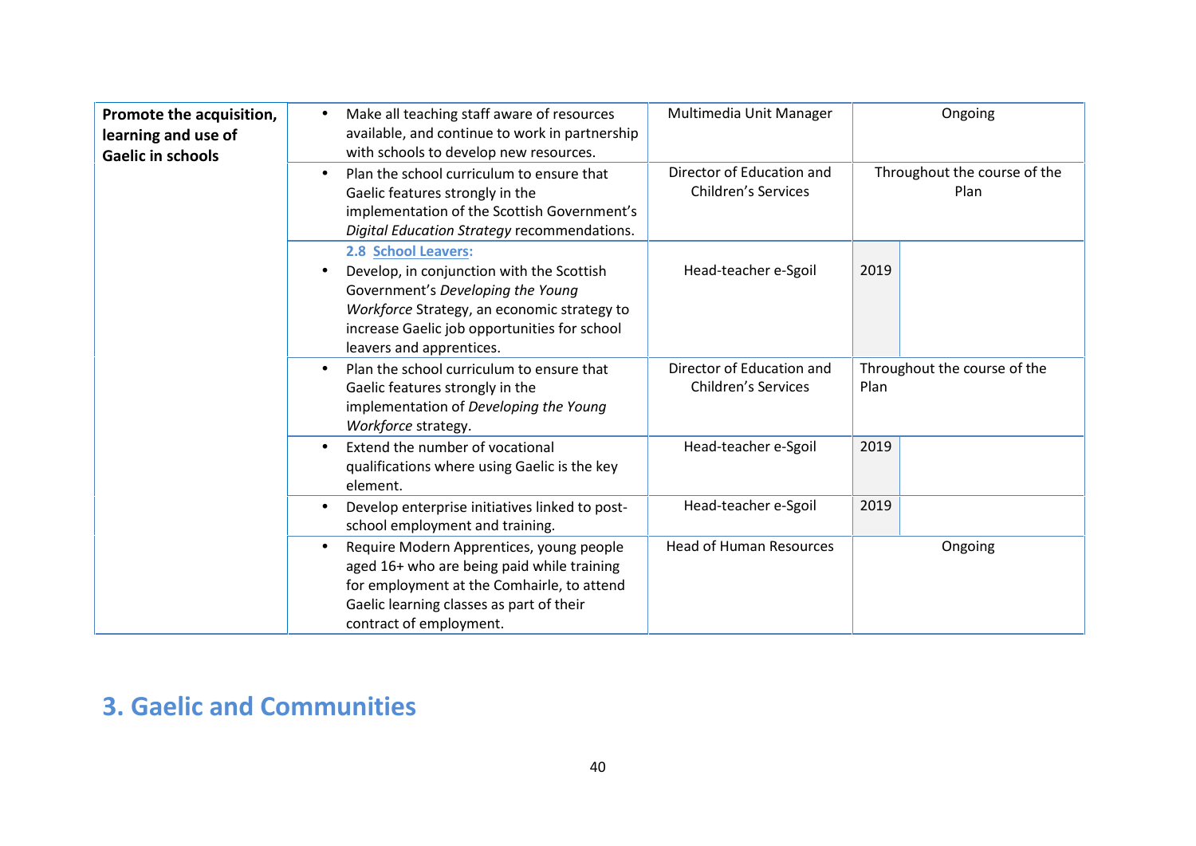| | | | |
|---|---|---|---|
| **Promote the acquisition, learning and use of Gaelic in schools** | • Make all teaching staff aware of resources available, and continue to work in partnership with schools to develop new resources. | Multimedia Unit Manager | Ongoing |
| | • Plan the school curriculum to ensure that Gaelic features strongly in the implementation of the Scottish Government's *Digital Education Strategy* recommendations. | Director of Education and Children's Services | Throughout the course of the Plan |
| | **2.8 School Leavers:** <br> • Develop, in conjunction with the Scottish Government's *Developing the Young Workforce* Strategy, an economic strategy to increase Gaelic job opportunities for school leavers and apprentices. | Head-teacher e-Sgoil | 2019 |
| | • Plan the school curriculum to ensure that Gaelic features strongly in the implementation of *Developing the Young Workforce* strategy. | Director of Education and Children's Services | Throughout the course of the Plan |
| | • Extend the number of vocational qualifications where using Gaelic is the key element. | Head-teacher e-Sgoil | 2019 |
| | • Develop enterprise initiatives linked to post-school employment and training. | Head-teacher e-Sgoil | 2019 |
| | • Require Modern Apprentices, young people aged 16+ who are being paid while training for employment at the Comhairle, to attend Gaelic learning classes as part of their contract of employment. | Head of Human Resources | Ongoing |

## 3. Gaelic and Communities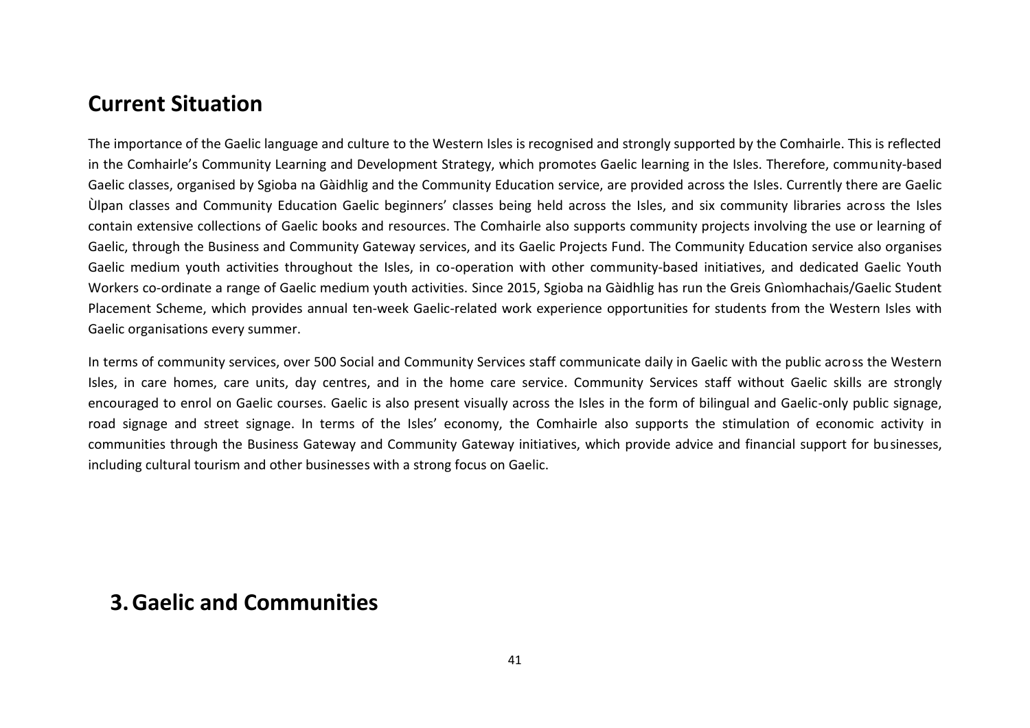## Current Situation

The importance of the Gaelic language and culture to the Western Isles is recognised and strongly supported by the Comhairle. This is reflected in the Comhairle's Community Learning and Development Strategy, which promotes Gaelic learning in the Isles. Therefore, community-based Gaelic classes, organised by Sgioba na Gàidhlig and the Community Education service, are provided across the Isles. Currently there are Gaelic Ùlpan classes and Community Education Gaelic beginners' classes being held across the Isles, and six community libraries across the Isles contain extensive collections of Gaelic books and resources. The Comhairle also supports community projects involving the use or learning of Gaelic, through the Business and Community Gateway services, and its Gaelic Projects Fund. The Community Education service also organises Gaelic medium youth activities throughout the Isles, in co-operation with other community-based initiatives, and dedicated Gaelic Youth Workers co-ordinate a range of Gaelic medium youth activities. Since 2015, Sgioba na Gàidhlig has run the Greis Gnìomhachais/Gaelic Student Placement Scheme, which provides annual ten-week Gaelic-related work experience opportunities for students from the Western Isles with Gaelic organisations every summer.

In terms of community services, over 500 Social and Community Services staff communicate daily in Gaelic with the public across the Western Isles, in care homes, care units, day centres, and in the home care service. Community Services staff without Gaelic skills are strongly encouraged to enrol on Gaelic courses. Gaelic is also present visually across the Isles in the form of bilingual and Gaelic-only public signage, road signage and street signage. In terms of the Isles' economy, the Comhairle also supports the stimulation of economic activity in communities through the Business Gateway and Community Gateway initiatives, which provide advice and financial support for businesses, including cultural tourism and other businesses with a strong focus on Gaelic.

# 3. Gaelic and Communities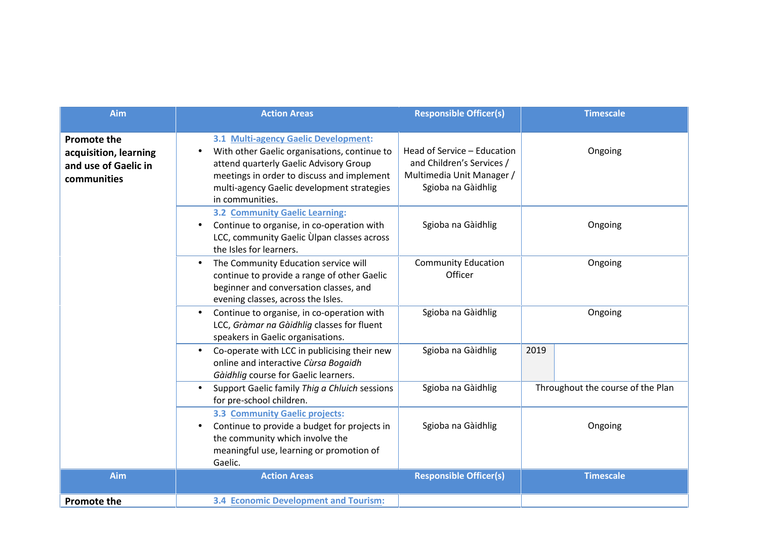| Aim | Action Areas | Responsible Officer(s) | Timescale |
|---|---|---|---|
| **Promote the acquisition, learning and use of Gaelic in communities** | **3.1 Multi-agency Gaelic Development:** <br>• With other Gaelic organisations, continue to attend quarterly Gaelic Advisory Group meetings in order to discuss and implement multi-agency Gaelic development strategies in communities. | Head of Service – Education and Children's Services / Multimedia Unit Manager / Sgioba na Gàidhlig | Ongoing |
| | **3.2 Community Gaelic Learning:** <br>• Continue to organise, in co-operation with LCC, community Gaelic Ùlpan classes across the Isles for learners. | Sgioba na Gàidhlig | Ongoing |
| | • The Community Education service will continue to provide a range of other Gaelic beginner and conversation classes, and evening classes, across the Isles. | Community Education Officer | Ongoing |
| | • Continue to organise, in co-operation with LCC, *Gràmar na Gàidhlig* classes for fluent speakers in Gaelic organisations. | Sgioba na Gàidhlig | Ongoing |
| | • Co-operate with LCC in publicising their new online and interactive *Cùrsa Bogaidh Gàidhlig* course for Gaelic learners. | Sgioba na Gàidhlig | 2019 |
| | • Support Gaelic family *Thig a Chluich* sessions for pre-school children. | Sgioba na Gàidhlig | Throughout the course of the Plan |
| | **3.3 Community Gaelic projects:** <br>• Continue to provide a budget for projects in the community which involve the meaningful use, learning or promotion of Gaelic. | Sgioba na Gàidhlig | Ongoing |

| Aim | Action Areas | Responsible Officer(s) | Timescale |
|---|---|---|---|
| **Promote the** | **3.4 Economic Development and Tourism:** | | |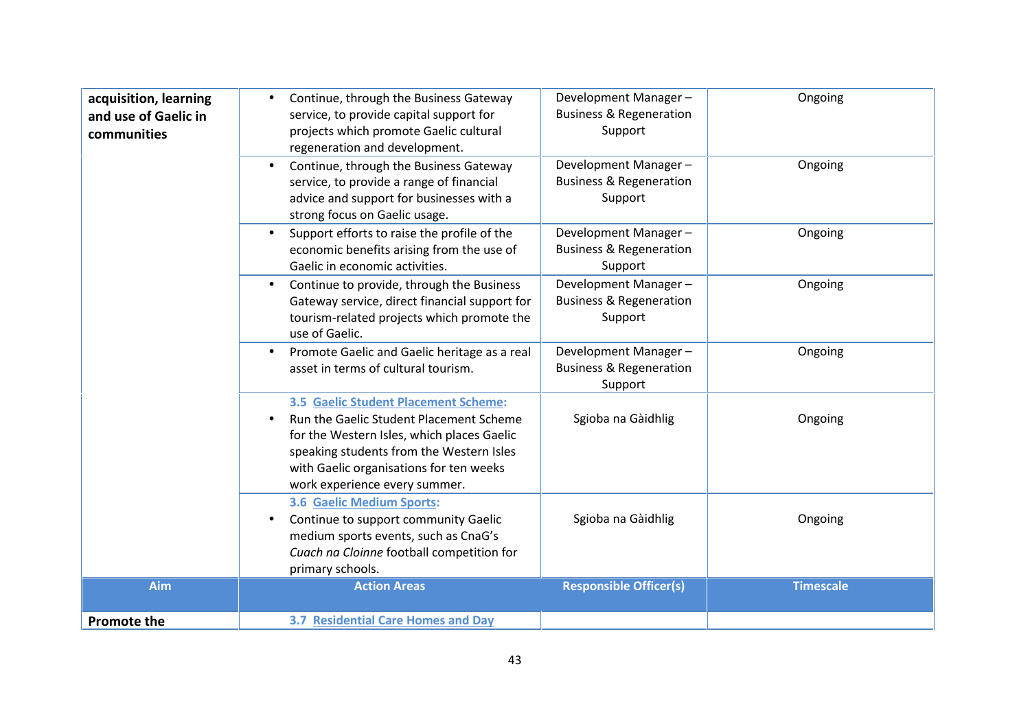| | | | |
|---|---|---|---|
| **acquisition, learning and use of Gaelic in communities** | • Continue, through the Business Gateway service, to provide capital support for projects which promote Gaelic cultural regeneration and development. | Development Manager – Business & Regeneration Support | Ongoing |
| | • Continue, through the Business Gateway service, to provide a range of financial advice and support for businesses with a strong focus on Gaelic usage. | Development Manager – Business & Regeneration Support | Ongoing |
| | • Support efforts to raise the profile of the economic benefits arising from the use of Gaelic in economic activities. | Development Manager – Business & Regeneration Support | Ongoing |
| | • Continue to provide, through the Business Gateway service, direct financial support for tourism-related projects which promote the use of Gaelic. | Development Manager – Business & Regeneration Support | Ongoing |
| | • Promote Gaelic and Gaelic heritage as a real asset in terms of cultural tourism. | Development Manager – Business & Regeneration Support | Ongoing |
| | **3.5 Gaelic Student Placement Scheme:** • Run the Gaelic Student Placement Scheme for the Western Isles, which places Gaelic speaking students from the Western Isles with Gaelic organisations for ten weeks work experience every summer. | Sgioba na Gàidhlig | Ongoing |
| | **3.6 Gaelic Medium Sports:** • Continue to support community Gaelic medium sports events, such as CnaG's *Cuach na Cloinne* football competition for primary schools. | Sgioba na Gàidhlig | Ongoing |
| **Aim** | **Action Areas** | **Responsible Officer(s)** | **Timescale** |
| **Promote the** | **3.7 Residential Care Homes and Day** | | |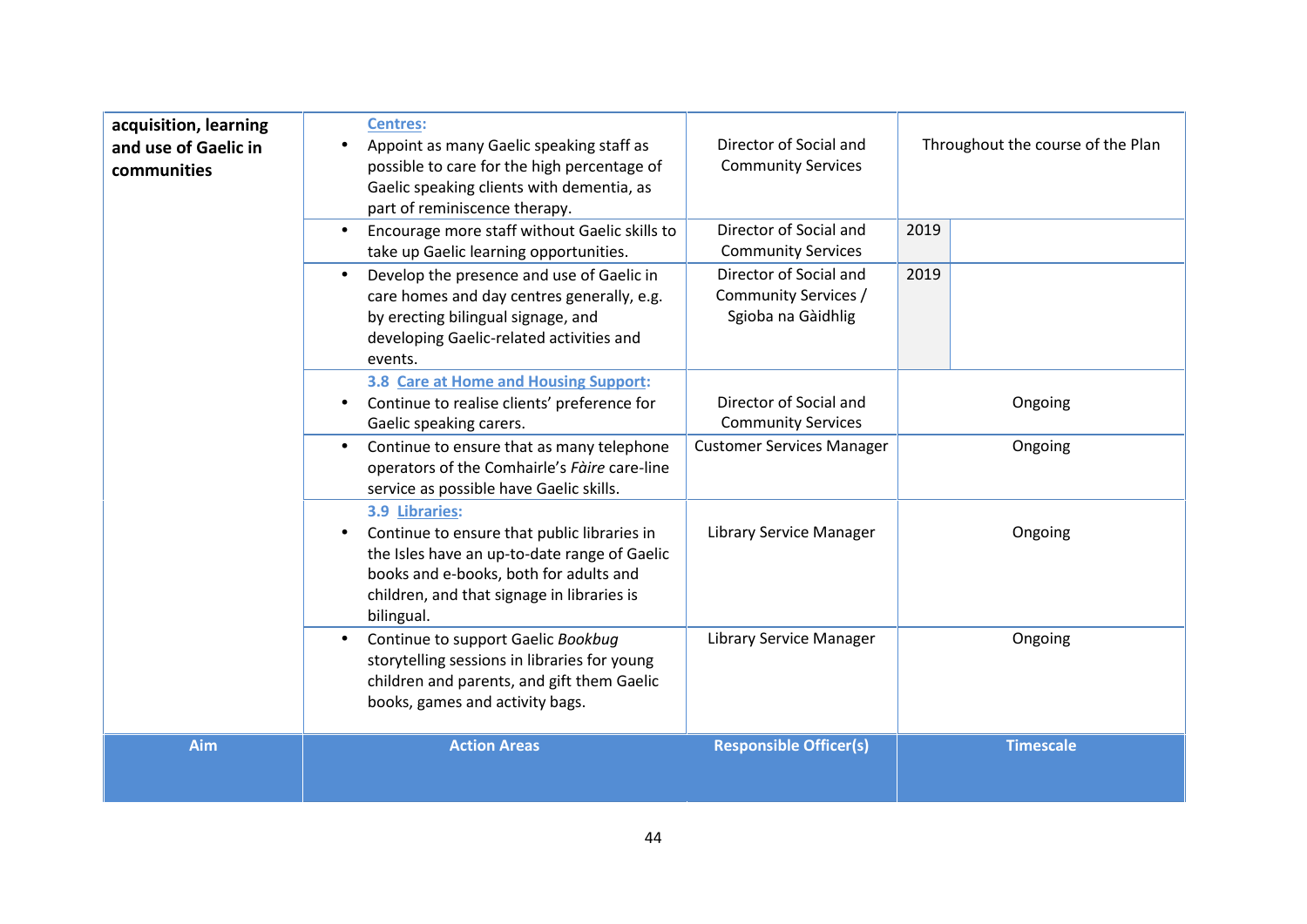| Aim | Action Areas | Responsible Officer(s) | Timescale | |
|---|---|---|---|---|
| **acquisition, learning and use of Gaelic in communities** | **Centres:**<br>• Appoint as many Gaelic speaking staff as possible to care for the high percentage of Gaelic speaking clients with dementia, as part of reminiscence therapy. | Director of Social and Community Services | Throughout the course of the Plan | |
| | • Encourage more staff without Gaelic skills to take up Gaelic learning opportunities. | Director of Social and Community Services | 2019 | |
| | • Develop the presence and use of Gaelic in care homes and day centres generally, e.g. by erecting bilingual signage, and developing Gaelic-related activities and events. | Director of Social and Community Services / Sgioba na Gàidhlig | 2019 | |
| | **3.8 Care at Home and Housing Support:**<br>• Continue to realise clients' preference for Gaelic speaking carers. | Director of Social and Community Services | Ongoing | |
| | • Continue to ensure that as many telephone operators of the Comhairle's *Fàire* care-line service as possible have Gaelic skills. | Customer Services Manager | Ongoing | |
| | **3.9 Libraries:**<br>• Continue to ensure that public libraries in the Isles have an up-to-date range of Gaelic books and e-books, both for adults and children, and that signage in libraries is bilingual. | Library Service Manager | Ongoing | |
| | • Continue to support Gaelic *Bookbug* storytelling sessions in libraries for young children and parents, and gift them Gaelic books, games and activity bags. | Library Service Manager | Ongoing | |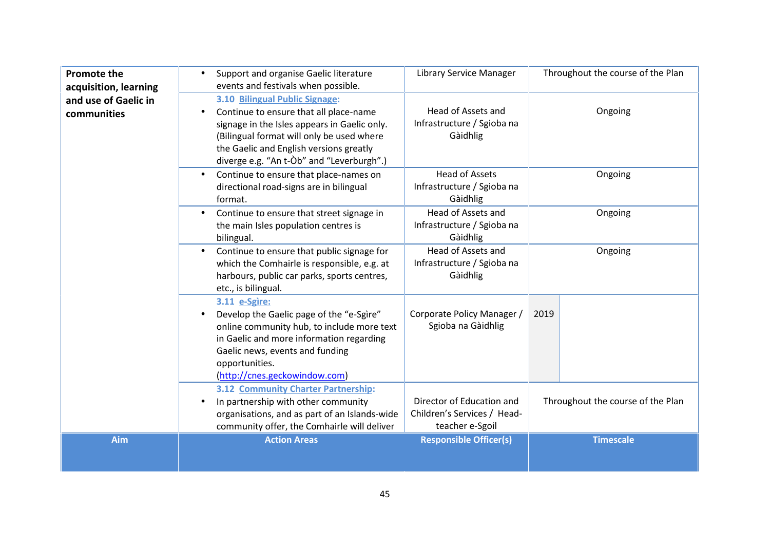| Aim | Action Areas | Responsible Officer(s) | Timescale |
|---|---|---|---|
| **Promote the acquisition, learning and use of Gaelic in communities** | • Support and organise Gaelic literature events and festivals when possible. | Library Service Manager | Throughout the course of the Plan |
| | **3.10 Bilingual Public Signage:** • Continue to ensure that all place-name signage in the Isles appears in Gaelic only. (Bilingual format will only be used where the Gaelic and English versions greatly diverge e.g. "An t-Òb" and "Leverburgh".) | Head of Assets and Infrastructure / Sgioba na Gàidhlig | Ongoing |
| | • Continue to ensure that place-names on directional road-signs are in bilingual format. | Head of Assets Infrastructure / Sgioba na Gàidhlig | Ongoing |
| | • Continue to ensure that street signage in the main Isles population centres is bilingual. | Head of Assets and Infrastructure / Sgioba na Gàidhlig | Ongoing |
| | • Continue to ensure that public signage for which the Comhairle is responsible, e.g. at harbours, public car parks, sports centres, etc., is bilingual. | Head of Assets and Infrastructure / Sgioba na Gàidhlig | Ongoing |
| | **3.11 e-Sgìre:** • Develop the Gaelic page of the "e-Sgìre" online community hub, to include more text in Gaelic and more information regarding Gaelic news, events and funding opportunities. (http://cnes.geckowindow.com) | Corporate Policy Manager / Sgioba na Gàidhlig | 2019 |
| | **3.12 Community Charter Partnership:** • In partnership with other community organisations, and as part of an Islands-wide community offer, the Comhairle will deliver | Director of Education and Children's Services / Head-teacher e-Sgoil | Throughout the course of the Plan |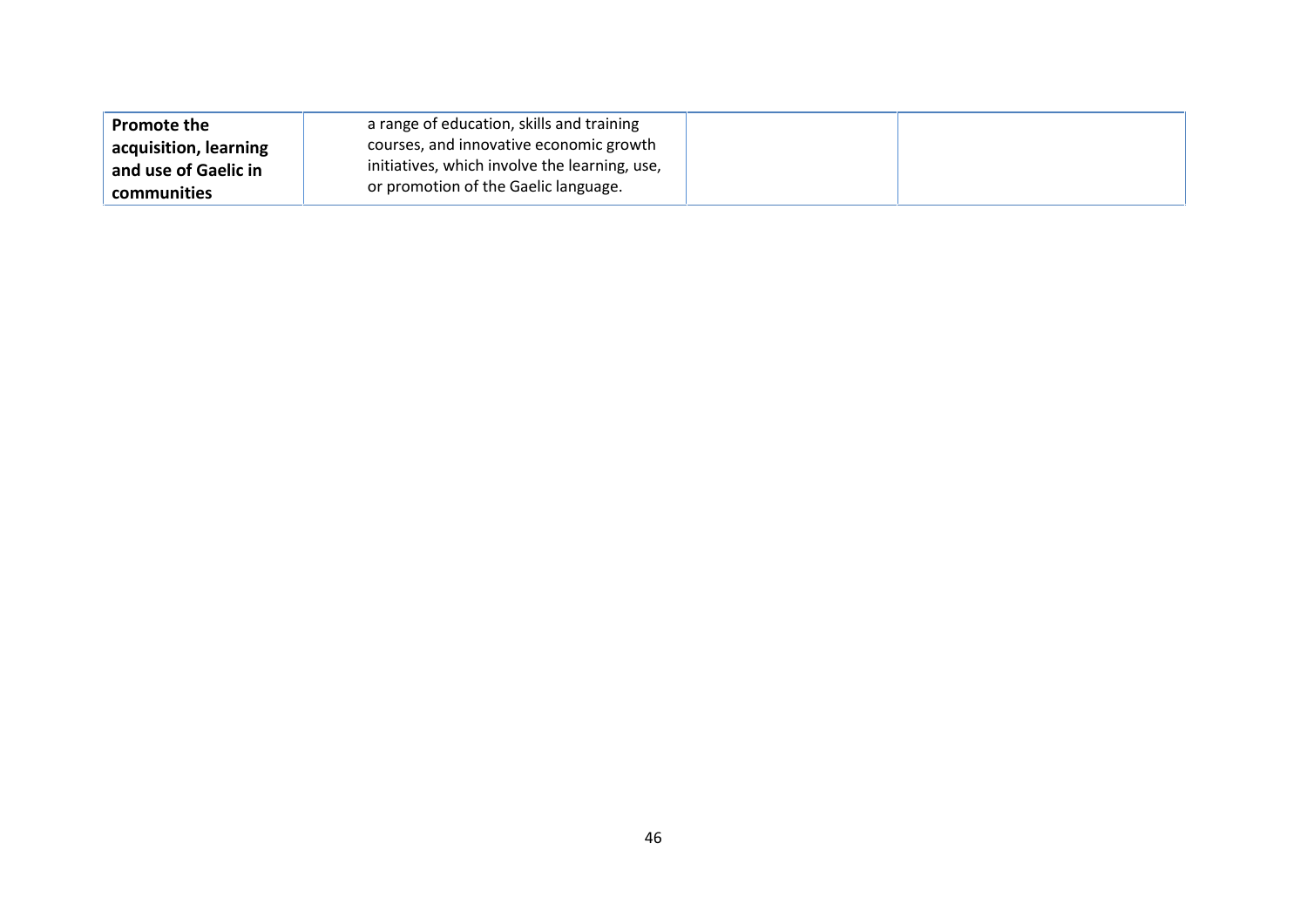| | | | |
|---|---|---|---|
| **Promote the acquisition, learning and use of Gaelic in communities** | a range of education, skills and training courses, and innovative economic growth initiatives, which involve the learning, use, or promotion of the Gaelic language. | | |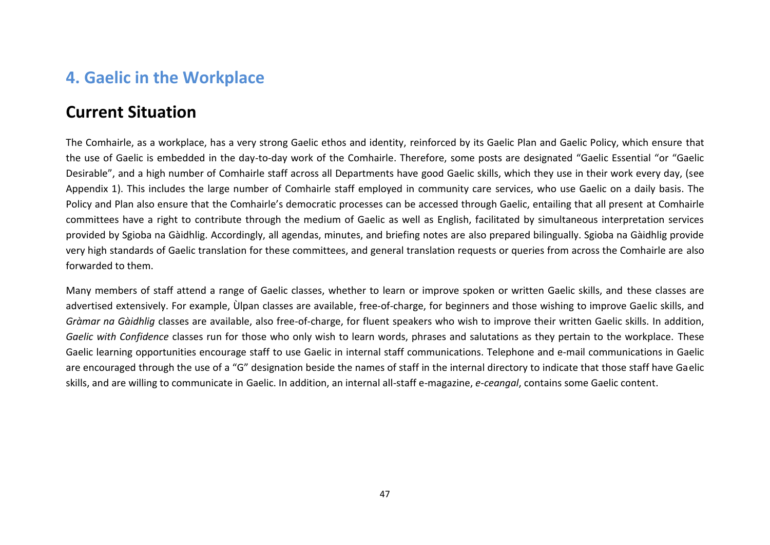# 4. Gaelic in the Workplace

## Current Situation

The Comhairle, as a workplace, has a very strong Gaelic ethos and identity, reinforced by its Gaelic Plan and Gaelic Policy, which ensure that the use of Gaelic is embedded in the day-to-day work of the Comhairle. Therefore, some posts are designated "Gaelic Essential "or "Gaelic Desirable", and a high number of Comhairle staff across all Departments have good Gaelic skills, which they use in their work every day, (see Appendix 1). This includes the large number of Comhairle staff employed in community care services, who use Gaelic on a daily basis. The Policy and Plan also ensure that the Comhairle's democratic processes can be accessed through Gaelic, entailing that all present at Comhairle committees have a right to contribute through the medium of Gaelic as well as English, facilitated by simultaneous interpretation services provided by Sgioba na Gàidhlig. Accordingly, all agendas, minutes, and briefing notes are also prepared bilingually. Sgioba na Gàidhlig provide very high standards of Gaelic translation for these committees, and general translation requests or queries from across the Comhairle are also forwarded to them.

Many members of staff attend a range of Gaelic classes, whether to learn or improve spoken or written Gaelic skills, and these classes are advertised extensively. For example, Ùlpan classes are available, free-of-charge, for beginners and those wishing to improve Gaelic skills, and *Gràmar na Gàidhlig* classes are available, also free-of-charge, for fluent speakers who wish to improve their written Gaelic skills. In addition, *Gaelic with Confidence* classes run for those who only wish to learn words, phrases and salutations as they pertain to the workplace. These Gaelic learning opportunities encourage staff to use Gaelic in internal staff communications. Telephone and e-mail communications in Gaelic are encouraged through the use of a "G" designation beside the names of staff in the internal directory to indicate that those staff have Gaelic skills, and are willing to communicate in Gaelic. In addition, an internal all-staff e-magazine, *e-ceangal*, contains some Gaelic content.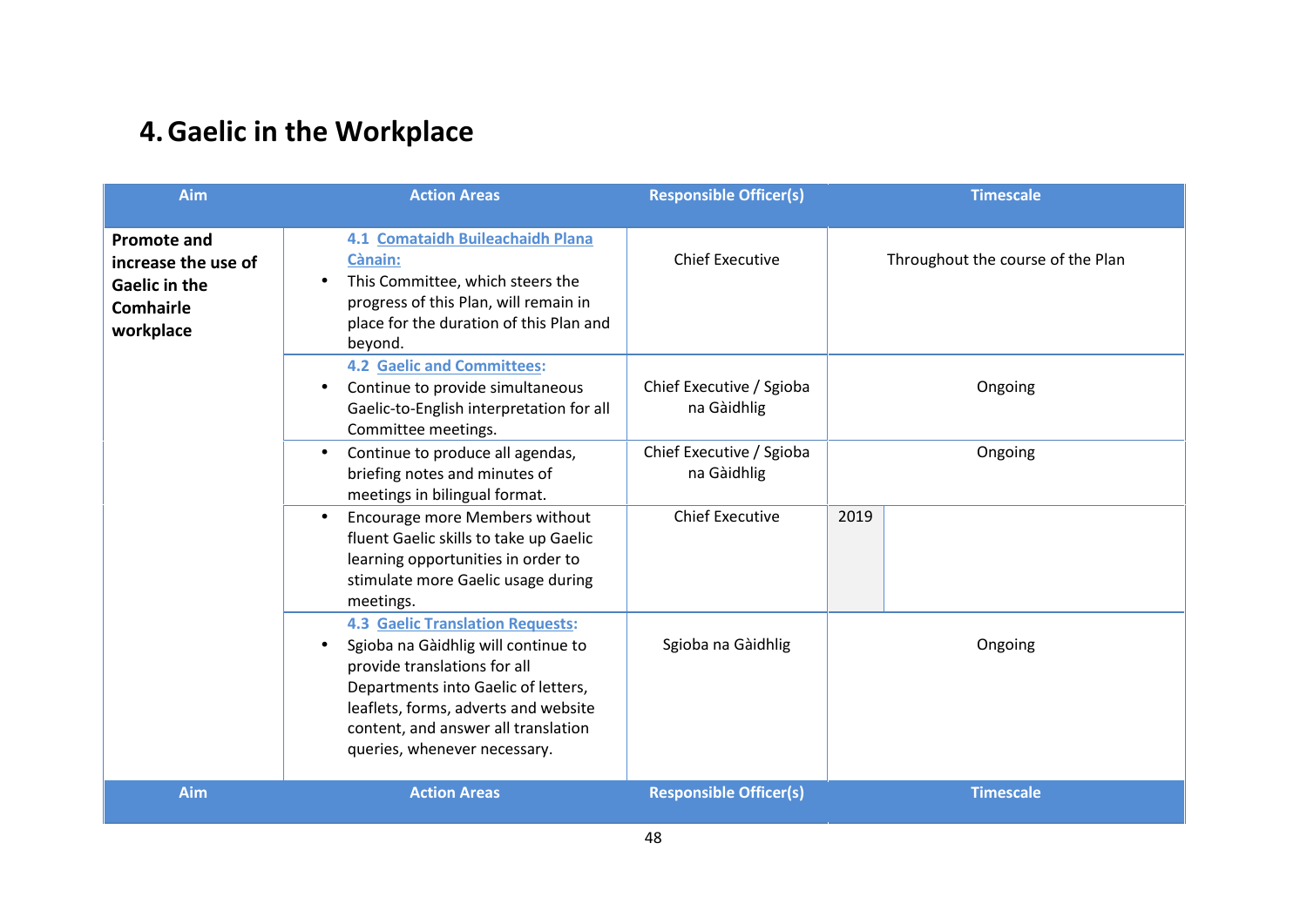## 4. Gaelic in the Workplace

| Aim | Action Areas | Responsible Officer(s) | Timescale |
|---|---|---|---|
| **Promote and increase the use of Gaelic in the Comhairle workplace** | **4.1 Comataidh Buileachaidh Plana Cànain:**<br>• This Committee, which steers the progress of this Plan, will remain in place for the duration of this Plan and beyond. | Chief Executive | Throughout the course of the Plan |
| | **4.2 Gaelic and Committees:**<br>• Continue to provide simultaneous Gaelic-to-English interpretation for all Committee meetings. | Chief Executive / Sgioba na Gàidhlig | Ongoing |
| | • Continue to produce all agendas, briefing notes and minutes of meetings in bilingual format. | Chief Executive / Sgioba na Gàidhlig | Ongoing |
| | • Encourage more Members without fluent Gaelic skills to take up Gaelic learning opportunities in order to stimulate more Gaelic usage during meetings. | Chief Executive | 2019 |
| | **4.3 Gaelic Translation Requests:**<br>• Sgioba na Gàidhlig will continue to provide translations for all Departments into Gaelic of letters, leaflets, forms, adverts and website content, and answer all translation queries, whenever necessary. | Sgioba na Gàidhlig | Ongoing |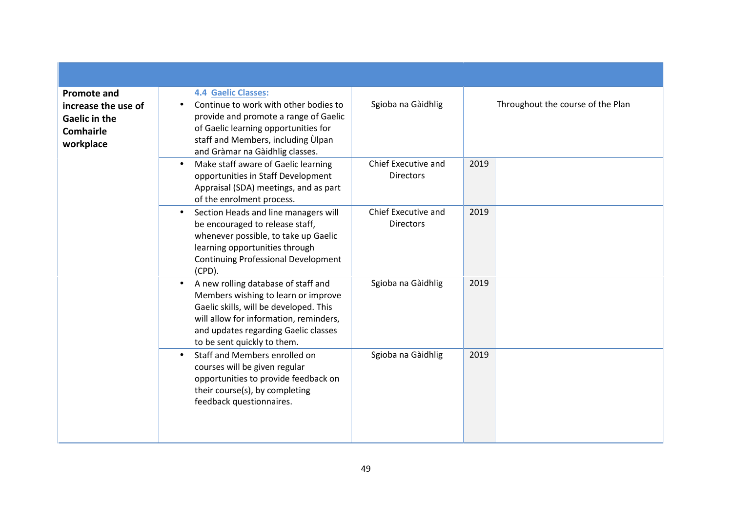| | | | | |
|---|---|---|---|---|
| **Promote and increase the use of Gaelic in the Comhairle workplace** | **4.4 Gaelic Classes:**<br>• Continue to work with other bodies to provide and promote a range of Gaelic of Gaelic learning opportunities for staff and Members, including Ùlpan and Gràmar na Gàidhlig classes. | Sgioba na Gàidhlig | Throughout the course of the Plan | |
| | • Make staff aware of Gaelic learning opportunities in Staff Development Appraisal (SDA) meetings, and as part of the enrolment process. | Chief Executive and Directors | 2019 | |
| | • Section Heads and line managers will be encouraged to release staff, whenever possible, to take up Gaelic learning opportunities through Continuing Professional Development (CPD). | Chief Executive and Directors | 2019 | |
| | • A new rolling database of staff and Members wishing to learn or improve Gaelic skills, will be developed. This will allow for information, reminders, and updates regarding Gaelic classes to be sent quickly to them. | Sgioba na Gàidhlig | 2019 | |
| | • Staff and Members enrolled on courses will be given regular opportunities to provide feedback on their course(s), by completing feedback questionnaires. | Sgioba na Gàidhlig | 2019 | |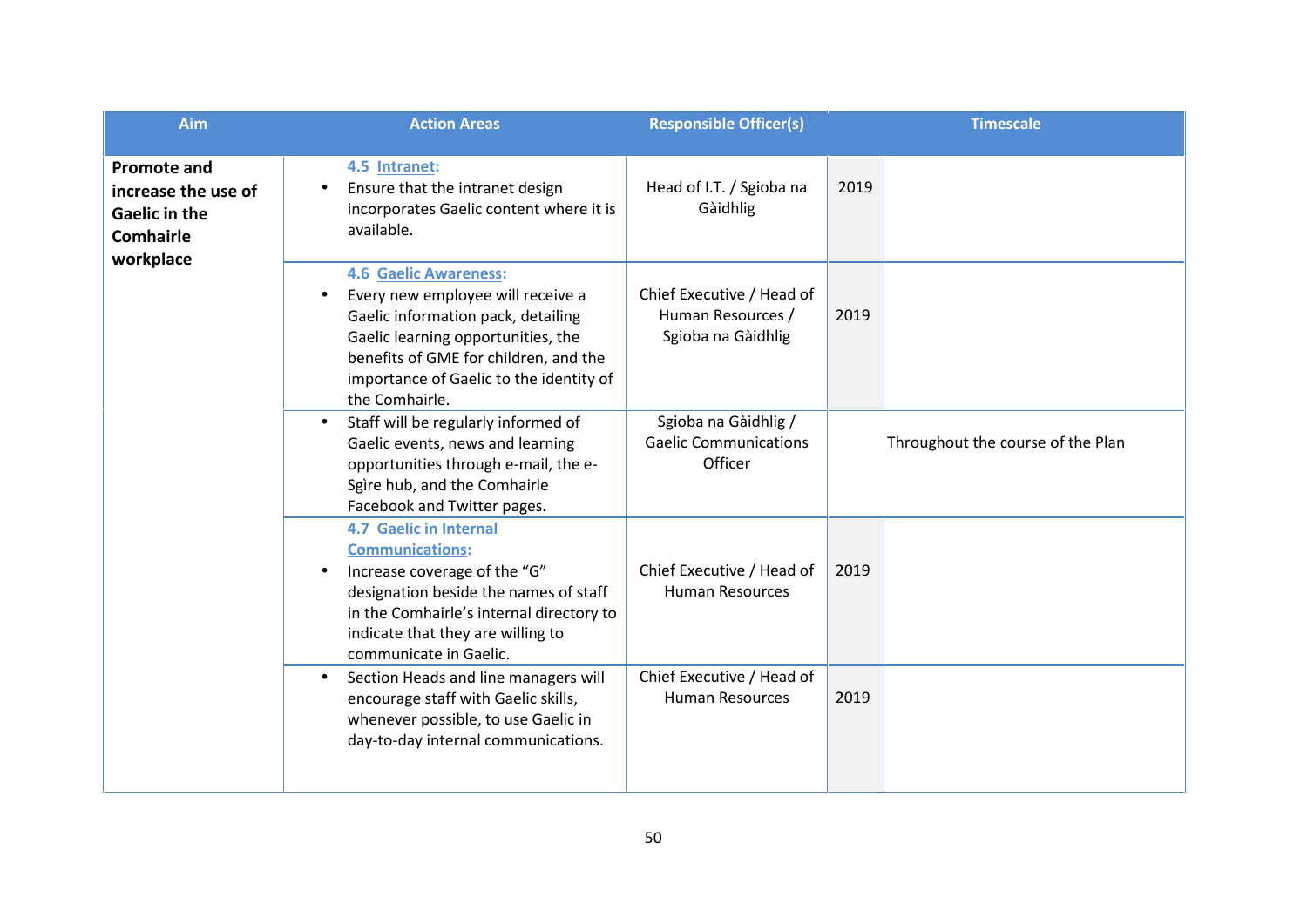| Aim | Action Areas | Responsible Officer(s) | Timescale |
|---|---|---|---|
| **Promote and increase the use of Gaelic in the Comhairle workplace** | **4.5 Intranet:**<br>• Ensure that the intranet design incorporates Gaelic content where it is available. | Head of I.T. / Sgioba na Gàidhlig | 2019 |
| | **4.6 Gaelic Awareness:**<br>• Every new employee will receive a Gaelic information pack, detailing Gaelic learning opportunities, the benefits of GME for children, and the importance of Gaelic to the identity of the Comhairle. | Chief Executive / Head of Human Resources / Sgioba na Gàidhlig | 2019 |
| | • Staff will be regularly informed of Gaelic events, news and learning opportunities through e-mail, the e-Sgìre hub, and the Comhairle Facebook and Twitter pages. | Sgioba na Gàidhlig / Gaelic Communications Officer | Throughout the course of the Plan |
| | **4.7 Gaelic in Internal Communications:**<br>• Increase coverage of the "G" designation beside the names of staff in the Comhairle's internal directory to indicate that they are willing to communicate in Gaelic. | Chief Executive / Head of Human Resources | 2019 |
| | • Section Heads and line managers will encourage staff with Gaelic skills, whenever possible, to use Gaelic in day-to-day internal communications. | Chief Executive / Head of Human Resources | 2019 |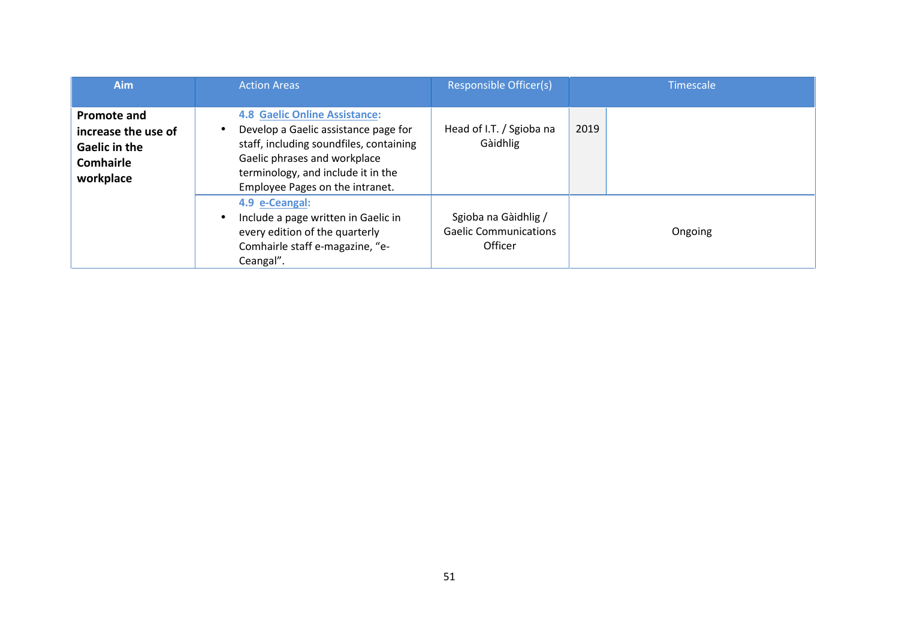| Aim | Action Areas | Responsible Officer(s) | Timescale |
|---|---|---|---|
| **Promote and increase the use of Gaelic in the Comhairle workplace** | **4.8 Gaelic Online Assistance:**<br>• Develop a Gaelic assistance page for staff, including soundfiles, containing Gaelic phrases and workplace terminology, and include it in the Employee Pages on the intranet. | Head of I.T. / Sgioba na Gàidhlig | 2019 |
| | **4.9 e-Ceangal:**<br>• Include a page written in Gaelic in every edition of the quarterly Comhairle staff e-magazine, "e-Ceangal". | Sgioba na Gàidhlig / Gaelic Communications Officer | Ongoing |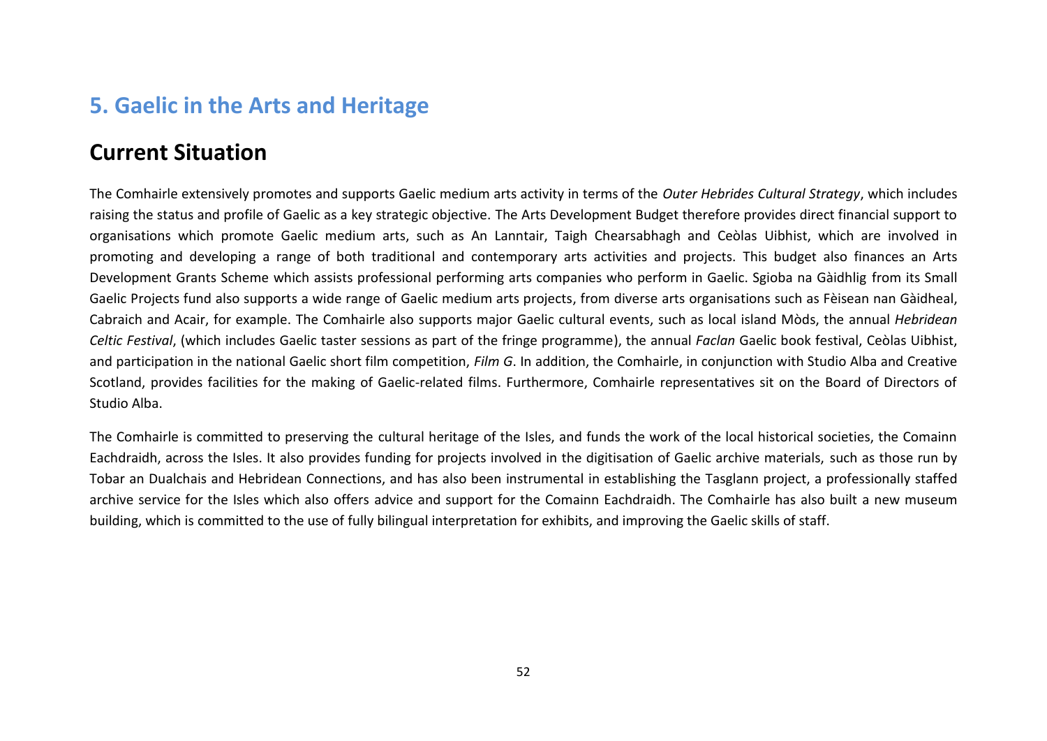# 5. Gaelic in the Arts and Heritage

## Current Situation

The Comhairle extensively promotes and supports Gaelic medium arts activity in terms of the *Outer Hebrides Cultural Strategy*, which includes raising the status and profile of Gaelic as a key strategic objective. The Arts Development Budget therefore provides direct financial support to organisations which promote Gaelic medium arts, such as An Lanntair, Taigh Chearsabhagh and Ceòlas Uibhist, which are involved in promoting and developing a range of both traditional and contemporary arts activities and projects. This budget also finances an Arts Development Grants Scheme which assists professional performing arts companies who perform in Gaelic. Sgioba na Gàidhlig from its Small Gaelic Projects fund also supports a wide range of Gaelic medium arts projects, from diverse arts organisations such as Fèisean nan Gàidheal, Cabraich and Acair, for example. The Comhairle also supports major Gaelic cultural events, such as local island Mòds, the annual *Hebridean Celtic Festival*, (which includes Gaelic taster sessions as part of the fringe programme), the annual *Faclan* Gaelic book festival, Ceòlas Uibhist, and participation in the national Gaelic short film competition, *Film G*. In addition, the Comhairle, in conjunction with Studio Alba and Creative Scotland, provides facilities for the making of Gaelic-related films. Furthermore, Comhairle representatives sit on the Board of Directors of Studio Alba.

The Comhairle is committed to preserving the cultural heritage of the Isles, and funds the work of the local historical societies, the Comainn Eachdraidh, across the Isles. It also provides funding for projects involved in the digitisation of Gaelic archive materials, such as those run by Tobar an Dualchais and Hebridean Connections, and has also been instrumental in establishing the Tasglann project, a professionally staffed archive service for the Isles which also offers advice and support for the Comainn Eachdraidh. The Comhairle has also built a new museum building, which is committed to the use of fully bilingual interpretation for exhibits, and improving the Gaelic skills of staff.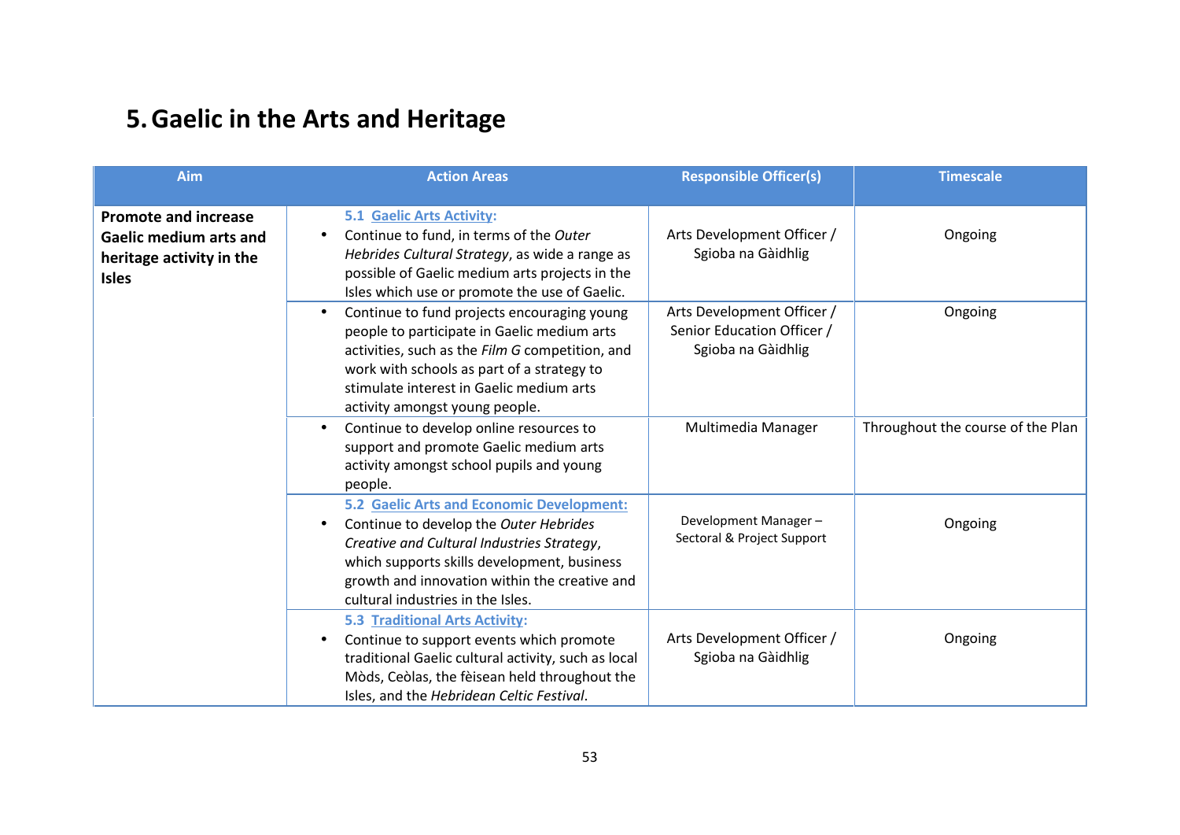# 5. Gaelic in the Arts and Heritage

| Aim | Action Areas | Responsible Officer(s) | Timescale |
|---|---|---|---|
| **Promote and increase Gaelic medium arts and heritage activity in the Isles** | **5.1 Gaelic Arts Activity:**<br>• Continue to fund, in terms of the *Outer Hebrides Cultural Strategy*, as wide a range as possible of Gaelic medium arts projects in the Isles which use or promote the use of Gaelic. | Arts Development Officer / Sgioba na Gàidhlig | Ongoing |
| | • Continue to fund projects encouraging young people to participate in Gaelic medium arts activities, such as the *Film G* competition, and work with schools as part of a strategy to stimulate interest in Gaelic medium arts activity amongst young people. | Arts Development Officer / Senior Education Officer / Sgioba na Gàidhlig | Ongoing |
| | • Continue to develop online resources to support and promote Gaelic medium arts activity amongst school pupils and young people. | Multimedia Manager | Throughout the course of the Plan |
| | **5.2 Gaelic Arts and Economic Development:**<br>• Continue to develop the *Outer Hebrides Creative and Cultural Industries Strategy*, which supports skills development, business growth and innovation within the creative and cultural industries in the Isles. | Development Manager – Sectoral & Project Support | Ongoing |
| | **5.3 Traditional Arts Activity:**<br>• Continue to support events which promote traditional Gaelic cultural activity, such as local Mòds, Ceòlas, the fèisean held throughout the Isles, and the *Hebridean Celtic Festival*. | Arts Development Officer / Sgioba na Gàidhlig | Ongoing |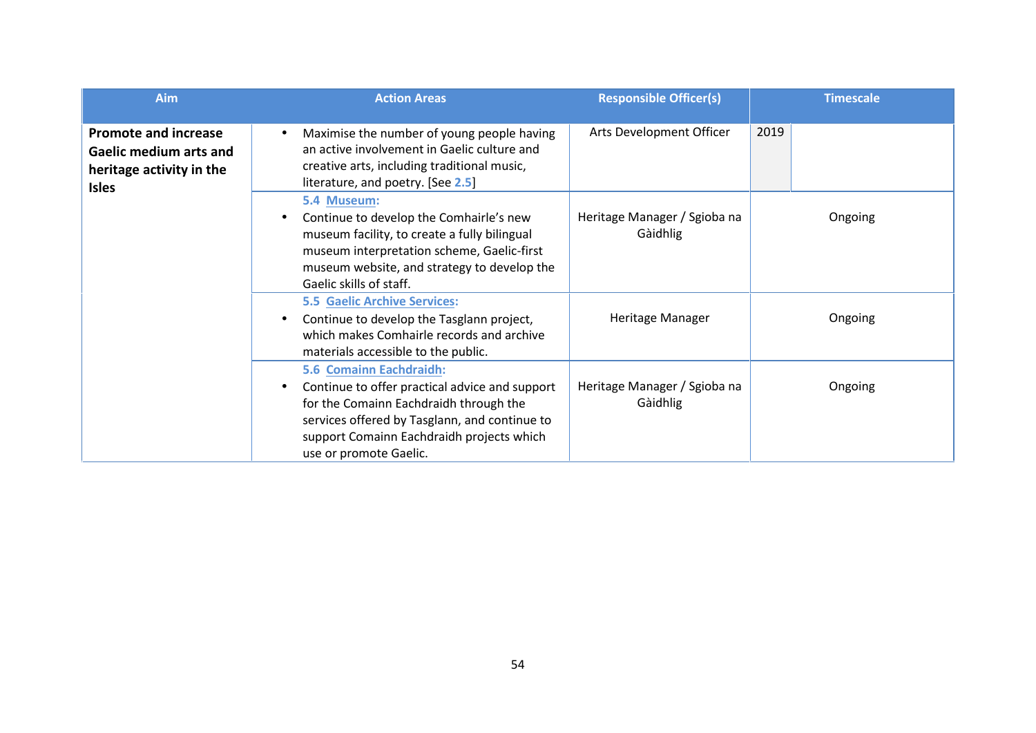| Aim | Action Areas | Responsible Officer(s) | Timescale |
|---|---|---|---|
| **Promote and increase Gaelic medium arts and heritage activity in the Isles** | • Maximise the number of young people having an active involvement in Gaelic culture and creative arts, including traditional music, literature, and poetry. [See 2.5] | Arts Development Officer | 2019 |
| | **5.4 Museum:**<br>• Continue to develop the Comhairle's new museum facility, to create a fully bilingual museum interpretation scheme, Gaelic-first museum website, and strategy to develop the Gaelic skills of staff. | Heritage Manager / Sgioba na Gàidhlig | Ongoing |
| | **5.5 Gaelic Archive Services:**<br>• Continue to develop the Tasglann project, which makes Comhairle records and archive materials accessible to the public. | Heritage Manager | Ongoing |
| | **5.6 Comainn Eachdraidh:**<br>• Continue to offer practical advice and support for the Comainn Eachdraidh through the services offered by Tasglann, and continue to support Comainn Eachdraidh projects which use or promote Gaelic. | Heritage Manager / Sgioba na Gàidhlig | Ongoing |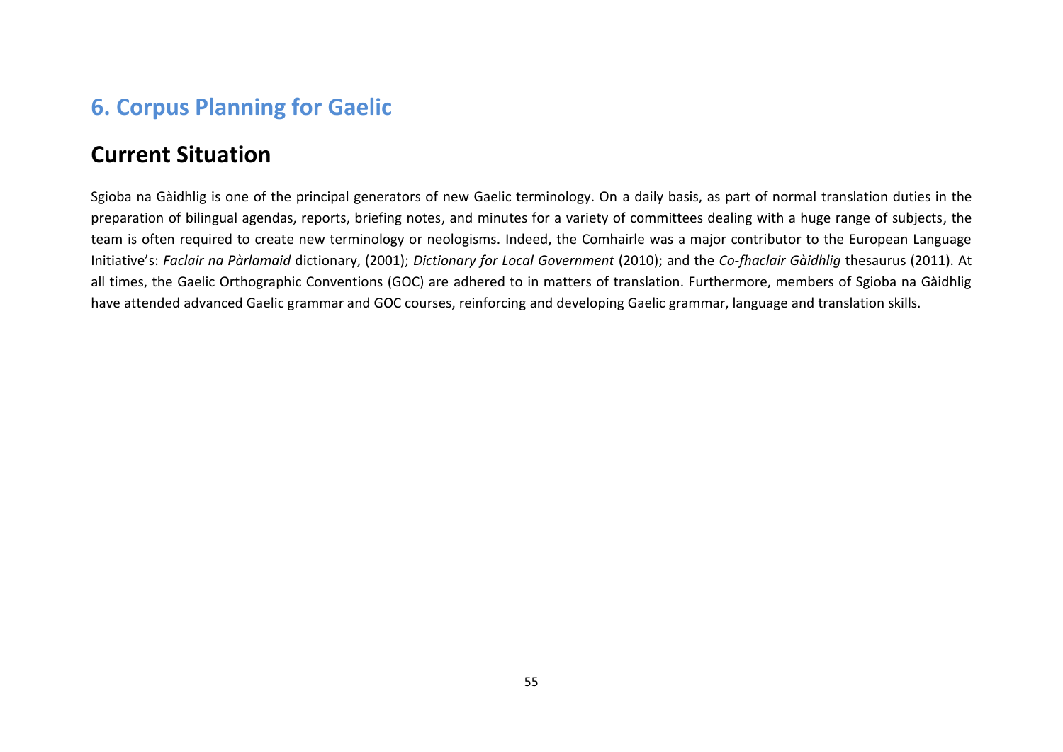# 6. Corpus Planning for Gaelic

## Current Situation

Sgioba na Gàidhlig is one of the principal generators of new Gaelic terminology. On a daily basis, as part of normal translation duties in the preparation of bilingual agendas, reports, briefing notes, and minutes for a variety of committees dealing with a huge range of subjects, the team is often required to create new terminology or neologisms. Indeed, the Comhairle was a major contributor to the European Language Initiative's: *Faclair na Pàrlamaid* dictionary, (2001); *Dictionary for Local Government* (2010); and the *Co-fhaclair Gàidhlig* thesaurus (2011). At all times, the Gaelic Orthographic Conventions (GOC) are adhered to in matters of translation. Furthermore, members of Sgioba na Gàidhlig have attended advanced Gaelic grammar and GOC courses, reinforcing and developing Gaelic grammar, language and translation skills.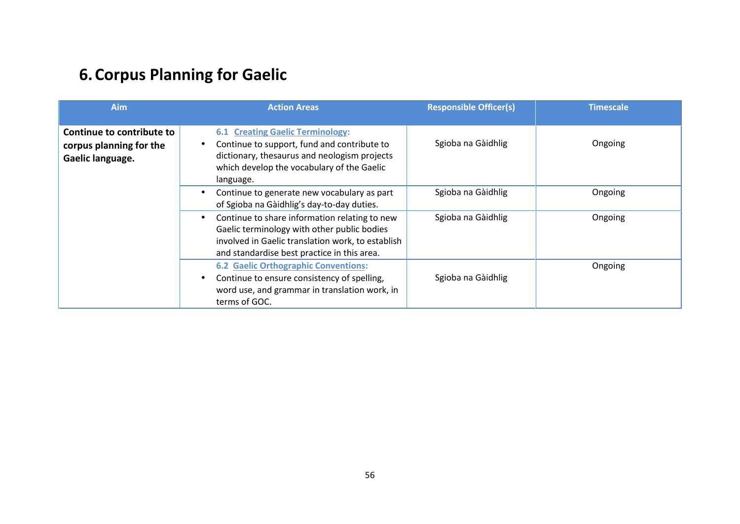# 6. Corpus Planning for Gaelic

| Aim | Action Areas | Responsible Officer(s) | Timescale |
|---|---|---|---|
| **Continue to contribute to corpus planning for the Gaelic language.** | **6.1 Creating Gaelic Terminology:** <br>• Continue to support, fund and contribute to dictionary, thesaurus and neologism projects which develop the vocabulary of the Gaelic language. | Sgioba na Gàidhlig | Ongoing |
| | • Continue to generate new vocabulary as part of Sgioba na Gàidhlig's day-to-day duties. | Sgioba na Gàidhlig | Ongoing |
| | • Continue to share information relating to new Gaelic terminology with other public bodies involved in Gaelic translation work, to establish and standardise best practice in this area. | Sgioba na Gàidhlig | Ongoing |
| | **6.2 Gaelic Orthographic Conventions:** <br>• Continue to ensure consistency of spelling, word use, and grammar in translation work, in terms of GOC. | Sgioba na Gàidhlig | Ongoing |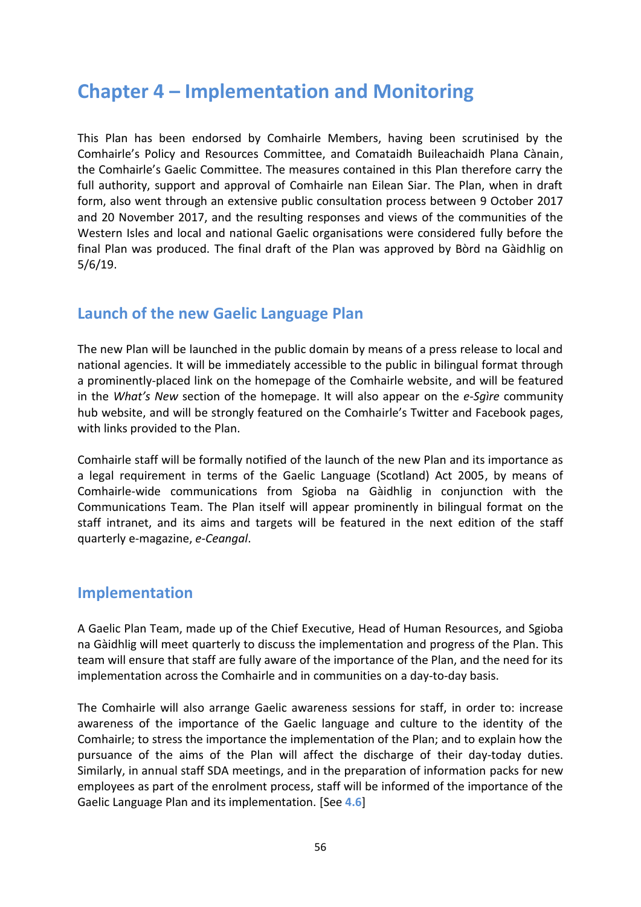# Chapter 4 – Implementation and Monitoring

This Plan has been endorsed by Comhairle Members, having been scrutinised by the Comhairle's Policy and Resources Committee, and Comataidh Buileachaidh Plana Cànain, the Comhairle's Gaelic Committee. The measures contained in this Plan therefore carry the full authority, support and approval of Comhairle nan Eilean Siar. The Plan, when in draft form, also went through an extensive public consultation process between 9 October 2017 and 20 November 2017, and the resulting responses and views of the communities of the Western Isles and local and national Gaelic organisations were considered fully before the final Plan was produced. The final draft of the Plan was approved by Bòrd na Gàidhlig on 5/6/19.

## Launch of the new Gaelic Language Plan

The new Plan will be launched in the public domain by means of a press release to local and national agencies. It will be immediately accessible to the public in bilingual format through a prominently-placed link on the homepage of the Comhairle website, and will be featured in the *What's New* section of the homepage. It will also appear on the *e-Sgìre* community hub website, and will be strongly featured on the Comhairle's Twitter and Facebook pages, with links provided to the Plan.

Comhairle staff will be formally notified of the launch of the new Plan and its importance as a legal requirement in terms of the Gaelic Language (Scotland) Act 2005, by means of Comhairle-wide communications from Sgioba na Gàidhlig in conjunction with the Communications Team. The Plan itself will appear prominently in bilingual format on the staff intranet, and its aims and targets will be featured in the next edition of the staff quarterly e-magazine, *e-Ceangal*.

## Implementation

A Gaelic Plan Team, made up of the Chief Executive, Head of Human Resources, and Sgioba na Gàidhlig will meet quarterly to discuss the implementation and progress of the Plan. This team will ensure that staff are fully aware of the importance of the Plan, and the need for its implementation across the Comhairle and in communities on a day-to-day basis.

The Comhairle will also arrange Gaelic awareness sessions for staff, in order to: increase awareness of the importance of the Gaelic language and culture to the identity of the Comhairle; to stress the importance the implementation of the Plan; and to explain how the pursuance of the aims of the Plan will affect the discharge of their day-today duties. Similarly, in annual staff SDA meetings, and in the preparation of information packs for new employees as part of the enrolment process, staff will be informed of the importance of the Gaelic Language Plan and its implementation. [See **4.6**]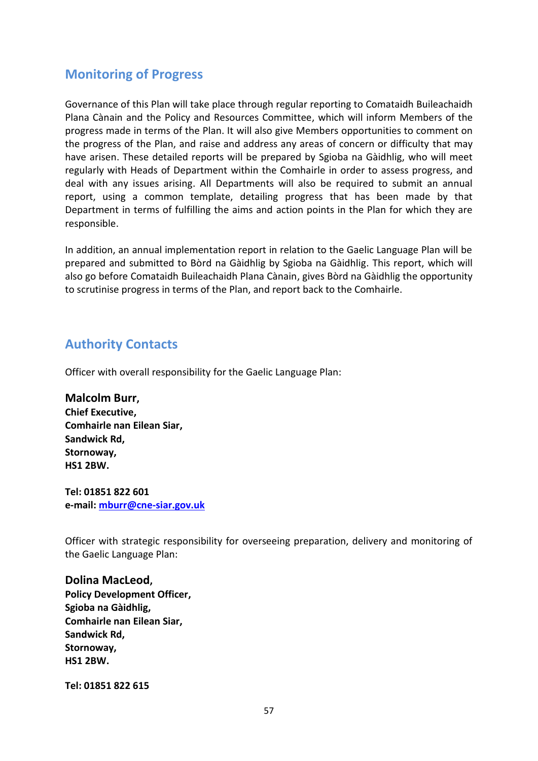## Monitoring of Progress

Governance of this Plan will take place through regular reporting to Comataidh Buileachaidh Plana Cànain and the Policy and Resources Committee, which will inform Members of the progress made in terms of the Plan. It will also give Members opportunities to comment on the progress of the Plan, and raise and address any areas of concern or difficulty that may have arisen. These detailed reports will be prepared by Sgioba na Gàidhlig, who will meet regularly with Heads of Department within the Comhairle in order to assess progress, and deal with any issues arising. All Departments will also be required to submit an annual report, using a common template, detailing progress that has been made by that Department in terms of fulfilling the aims and action points in the Plan for which they are responsible.

In addition, an annual implementation report in relation to the Gaelic Language Plan will be prepared and submitted to Bòrd na Gàidhlig by Sgioba na Gàidhlig. This report, which will also go before Comataidh Buileachaidh Plana Cànain, gives Bòrd na Gàidhlig the opportunity to scrutinise progress in terms of the Plan, and report back to the Comhairle.

## Authority Contacts

Officer with overall responsibility for the Gaelic Language Plan:

**Malcolm Burr,**
**Chief Executive,**
**Comhairle nan Eilean Siar,**
**Sandwick Rd,**
**Stornoway,**
**HS1 2BW.**

**Tel: 01851 822 601**
**e-mail: mburr@cne-siar.gov.uk**

Officer with strategic responsibility for overseeing preparation, delivery and monitoring of the Gaelic Language Plan:

**Dolina MacLeod,**
**Policy Development Officer,**
**Sgioba na Gàidhlig,**
**Comhairle nan Eilean Siar,**
**Sandwick Rd,**
**Stornoway,**
**HS1 2BW.**

**Tel: 01851 822 615**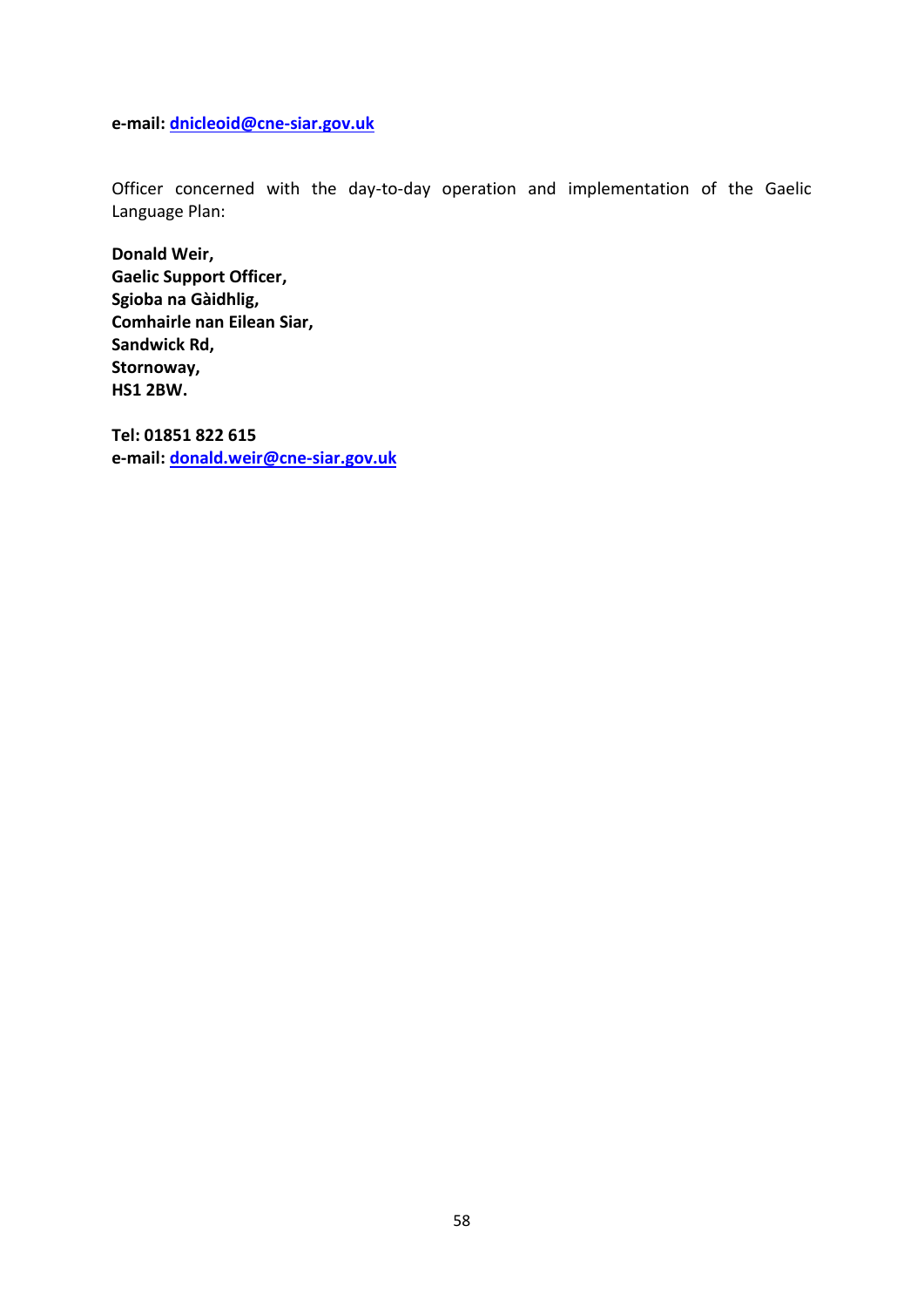**e-mail: dnicleoid@cne-siar.gov.uk**

Officer concerned with the day-to-day operation and implementation of the Gaelic Language Plan:

**Donald Weir,**
**Gaelic Support Officer,**
**Sgioba na Gàidhlig,**
**Comhairle nan Eilean Siar,**
**Sandwick Rd,**
**Stornoway,**
**HS1 2BW.**

**Tel: 01851 822 615**
**e-mail: donald.weir@cne-siar.gov.uk**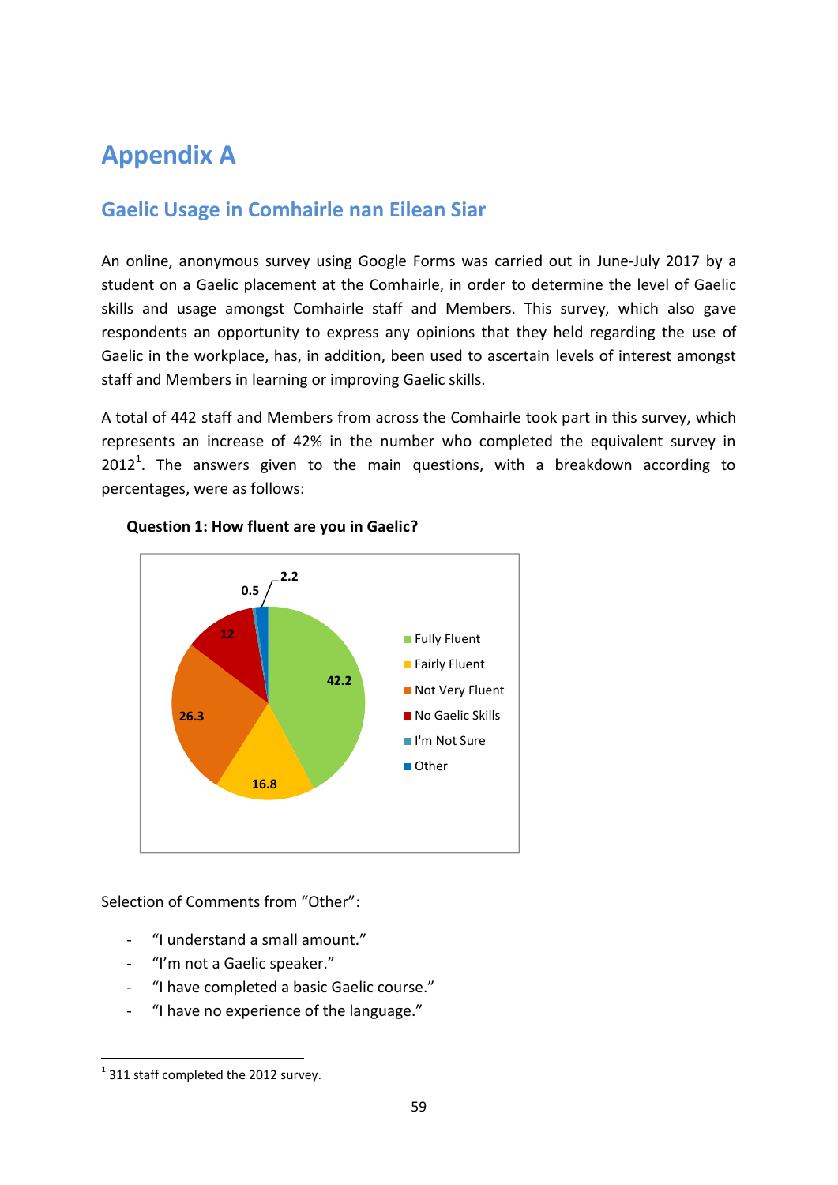# Appendix A

## Gaelic Usage in Comhairle nan Eilean Siar

An online, anonymous survey using Google Forms was carried out in June-July 2017 by a student on a Gaelic placement at the Comhairle, in order to determine the level of Gaelic skills and usage amongst Comhairle staff and Members. This survey, which also gave respondents an opportunity to express any opinions that they held regarding the use of Gaelic in the workplace, has, in addition, been used to ascertain levels of interest amongst staff and Members in learning or improving Gaelic skills.

A total of 442 staff and Members from across the Comhairle took part in this survey, which represents an increase of 42% in the number who completed the equivalent survey in 2012[1]. The answers given to the main questions, with a breakdown according to percentages, were as follows:

**Question 1: How fluent are you in Gaelic?**

| Response | % |
|---|---|
| Fully Fluent | 42.2 |
| Fairly Fluent | 16.8 |
| Not Very Fluent | 26.3 |
| No Gaelic Skills | 12 |
| I'm Not Sure | 0.5 |
| Other | 2.2 |

Selection of Comments from "Other":

- "I understand a small amount."
- "I'm not a Gaelic speaker."
- "I have completed a basic Gaelic course."
- "I have no experience of the language."

[1] 311 staff completed the 2012 survey.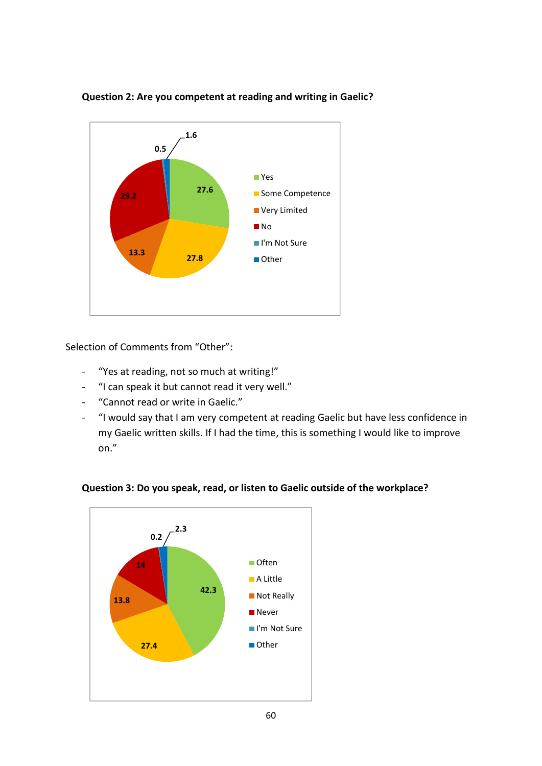**Question 2: Are you competent at reading and writing in Gaelic?**

| Response | % |
|---|---|
| Yes | 27.6 |
| Some Competence | 27.8 |
| Very Limited | 13.3 |
| No | 29.2 |
| I'm Not Sure | 0.5 |
| Other | 1.6 |

Selection of Comments from "Other":

- "Yes at reading, not so much at writing!"
- "I can speak it but cannot read it very well."
- "Cannot read or write in Gaelic."
- "I would say that I am very competent at reading Gaelic but have less confidence in my Gaelic written skills. If I had the time, this is something I would like to improve on."

**Question 3: Do you speak, read, or listen to Gaelic outside of the workplace?**

| Response | % |
|---|---|
| Often | 42.3 |
| A Little | 27.4 |
| Not Really | 13.8 |
| Never | 14 |
| I'm Not Sure | 0.2 |
| Other | 2.3 |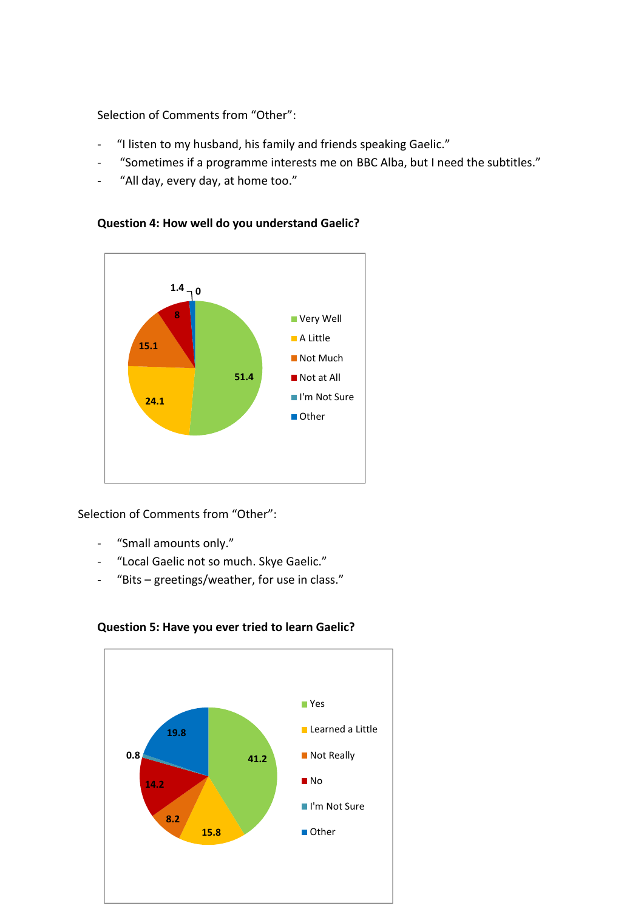Selection of Comments from “Other”:

- “I listen to my husband, his family and friends speaking Gaelic.”
- “Sometimes if a programme interests me on BBC Alba, but I need the subtitles.”
- “All day, every day, at home too.”

**Question 4: How well do you understand Gaelic?**

| Response | % |
|---|---|
| Very Well | 51.4 |
| A Little | 24.1 |
| Not Much | 15.1 |
| Not at All | 8 |
| I'm Not Sure | 0 |
| Other | 1.4 |

Selection of Comments from “Other”:

- “Small amounts only.”
- “Local Gaelic not so much. Skye Gaelic.”
- “Bits – greetings/weather, for use in class.”

**Question 5: Have you ever tried to learn Gaelic?**

| Response | % |
|---|---|
| Yes | 41.2 |
| Learned a Little | 15.8 |
| Not Really | 8.2 |
| No | 14.2 |
| I'm Not Sure | 0.8 |
| Other | 19.8 |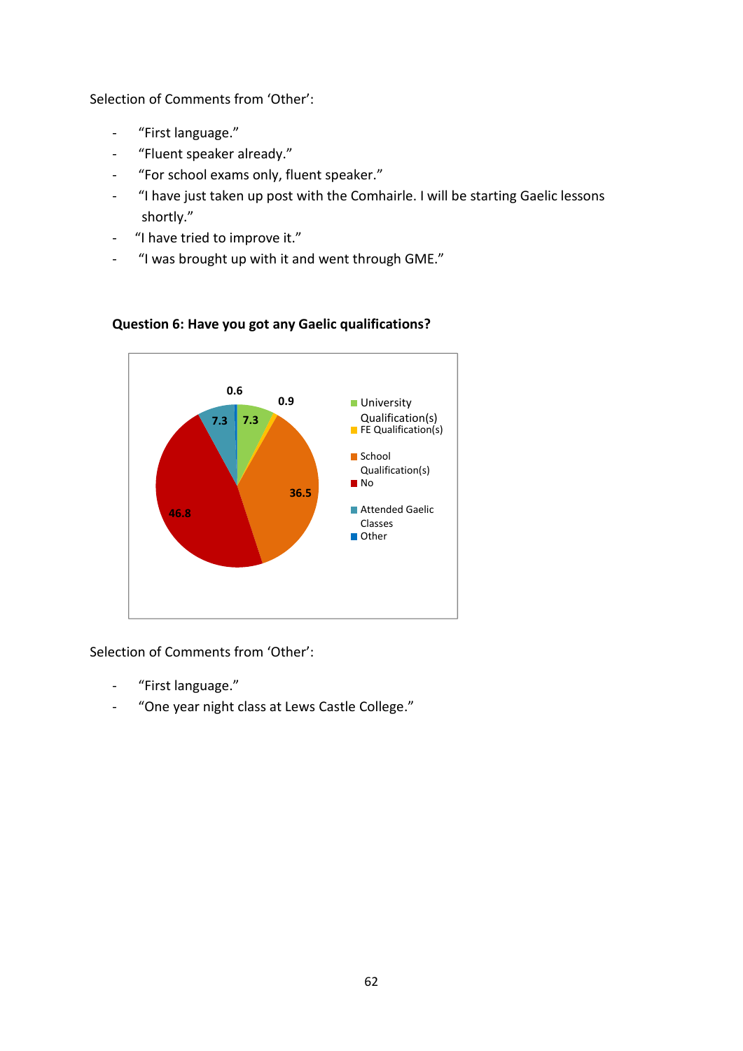Selection of Comments from 'Other':

- "First language."
- "Fluent speaker already."
- "For school exams only, fluent speaker."
- "I have just taken up post with the Comhairle. I will be starting Gaelic lessons shortly."
- "I have tried to improve it."
- "I was brought up with it and went through GME."

**Question 6: Have you got any Gaelic qualifications?**

| Response | % |
|---|---|
| University Qualification(s) | 7.3 |
| FE Qualification(s) | 0.9 |
| School Qualification(s) | 36.5 |
| No | 46.8 |
| Attended Gaelic Classes | 7.3 |
| Other | 0.6 |

Selection of Comments from 'Other':

- "First language."
- "One year night class at Lews Castle College."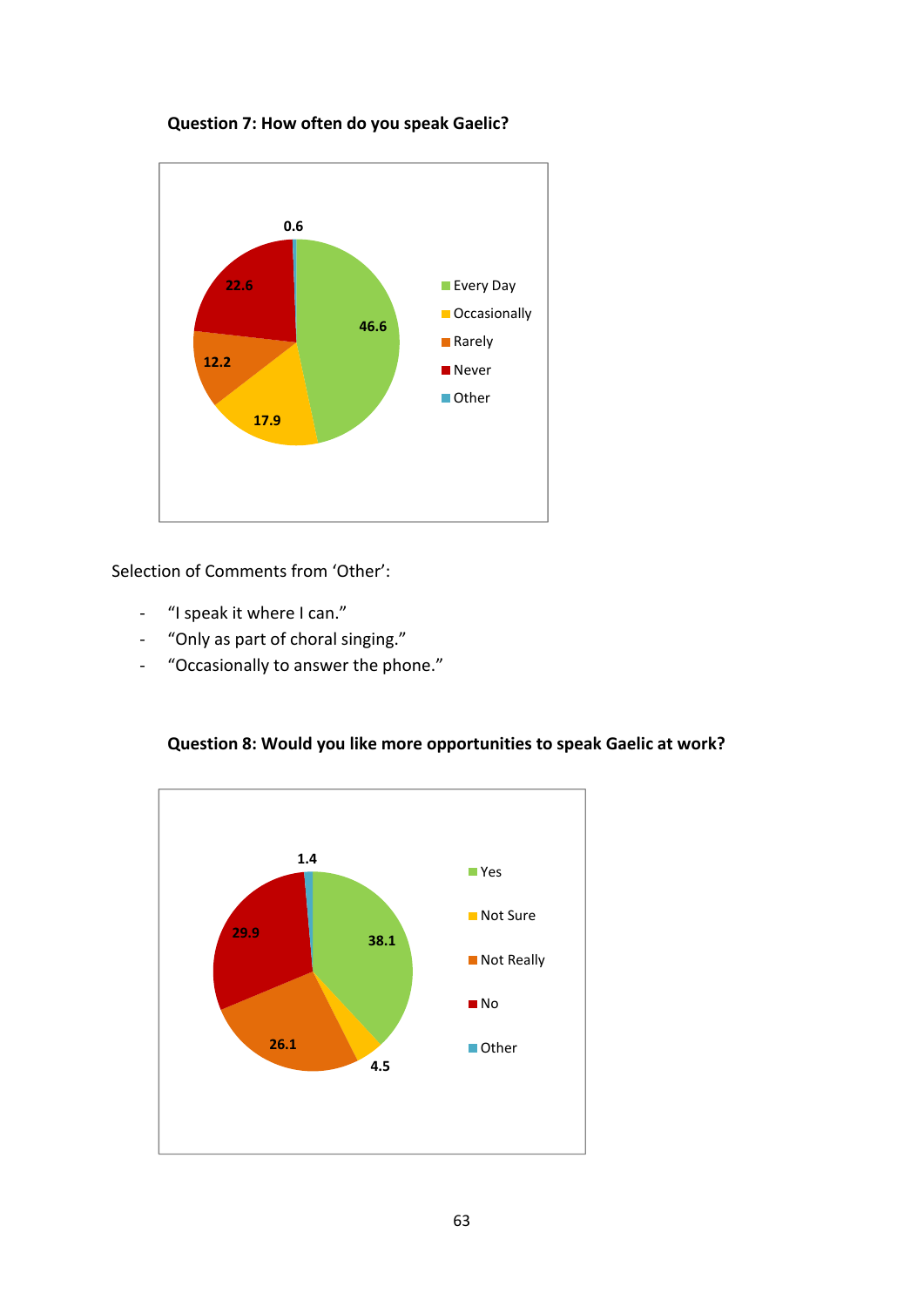**Question 7: How often do you speak Gaelic?**

| Response | % |
|---|---|
| Every Day | 46.6 |
| Occasionally | 17.9 |
| Rarely | 12.2 |
| Never | 22.6 |
| Other | 0.6 |

Selection of Comments from 'Other':

- "I speak it where I can."
- "Only as part of choral singing."
- "Occasionally to answer the phone."

**Question 8: Would you like more opportunities to speak Gaelic at work?**

| Response | % |
|---|---|
| Yes | 38.1 |
| Not Sure | 4.5 |
| Not Really | 26.1 |
| No | 29.9 |
| Other | 1.4 |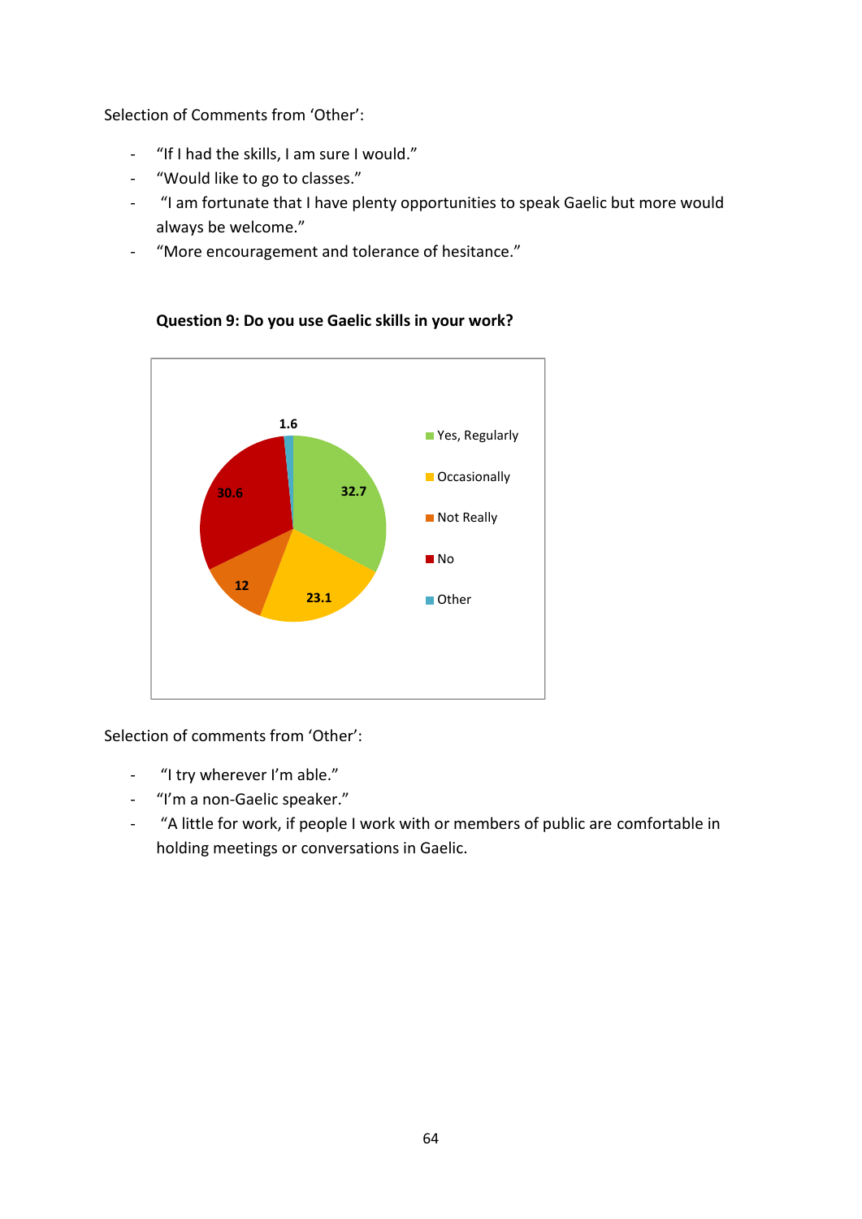Selection of Comments from 'Other':

- "If I had the skills, I am sure I would."
- "Would like to go to classes."
- "I am fortunate that I have plenty opportunities to speak Gaelic but more would always be welcome."
- "More encouragement and tolerance of hesitance."

**Question 9: Do you use Gaelic skills in your work?**

| Response | % |
|---|---|
| Yes, Regularly | 32.7 |
| Occasionally | 23.1 |
| Not Really | 12 |
| No | 30.6 |
| Other | 1.6 |

Selection of comments from 'Other':

- "I try wherever I'm able."
- "I'm a non-Gaelic speaker."
- "A little for work, if people I work with or members of public are comfortable in holding meetings or conversations in Gaelic.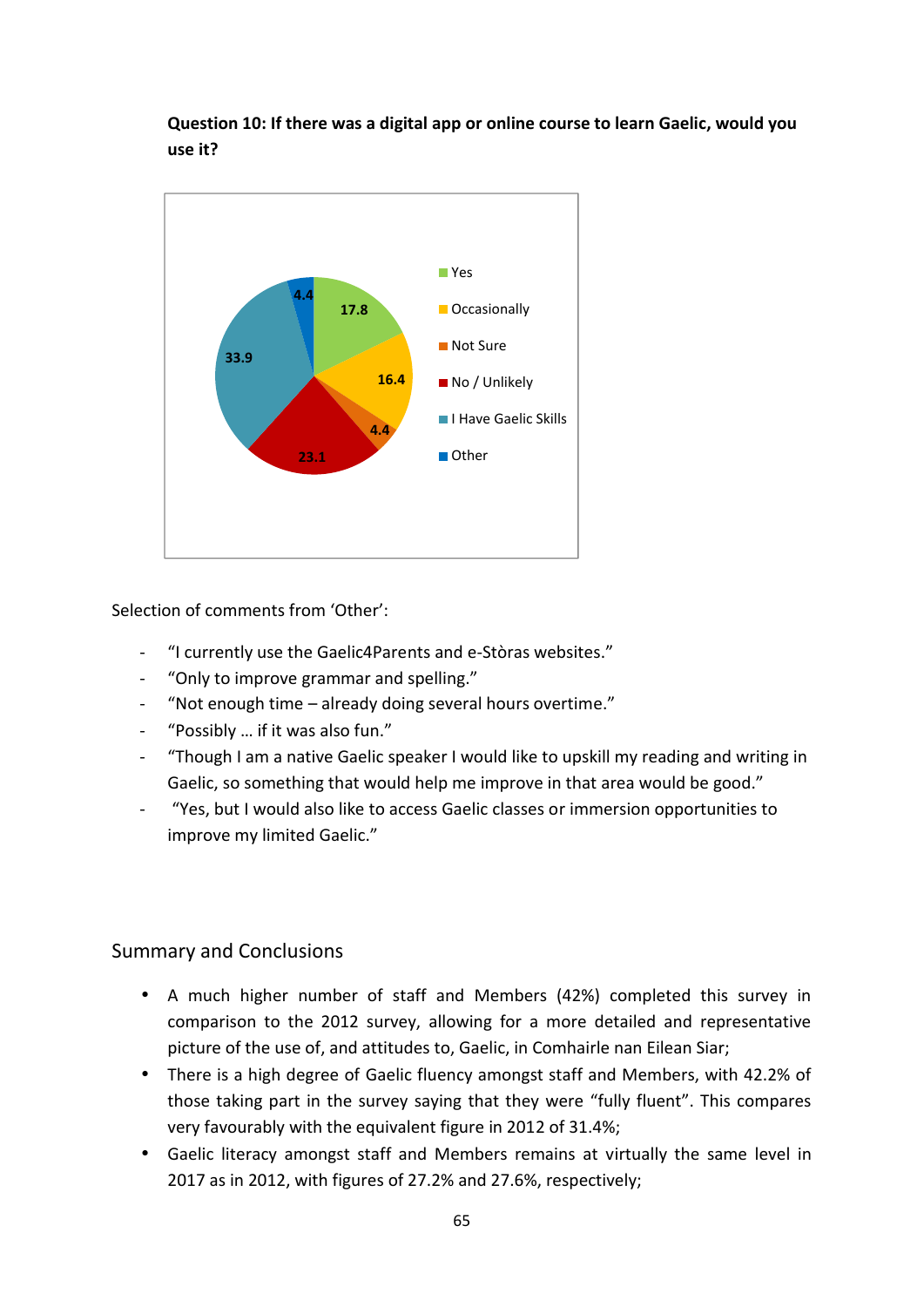**Question 10: If there was a digital app or online course to learn Gaelic, would you use it?**

| Response | % |
|---|---|
| Yes | 17.8 |
| Occasionally | 16.4 |
| Not Sure | 4.4 |
| No / Unlikely | 23.1 |
| I Have Gaelic Skills | 33.9 |
| Other | 4.4 |

Selection of comments from 'Other':

- "I currently use the Gaelic4Parents and e-Stòras websites."
- "Only to improve grammar and spelling."
- "Not enough time – already doing several hours overtime."
- "Possibly … if it was also fun."
- "Though I am a native Gaelic speaker I would like to upskill my reading and writing in Gaelic, so something that would help me improve in that area would be good."
- "Yes, but I would also like to access Gaelic classes or immersion opportunities to improve my limited Gaelic."

## Summary and Conclusions

- A much higher number of staff and Members (42%) completed this survey in comparison to the 2012 survey, allowing for a more detailed and representative picture of the use of, and attitudes to, Gaelic, in Comhairle nan Eilean Siar;
- There is a high degree of Gaelic fluency amongst staff and Members, with 42.2% of those taking part in the survey saying that they were "fully fluent". This compares very favourably with the equivalent figure in 2012 of 31.4%;
- Gaelic literacy amongst staff and Members remains at virtually the same level in 2017 as in 2012, with figures of 27.2% and 27.6%, respectively;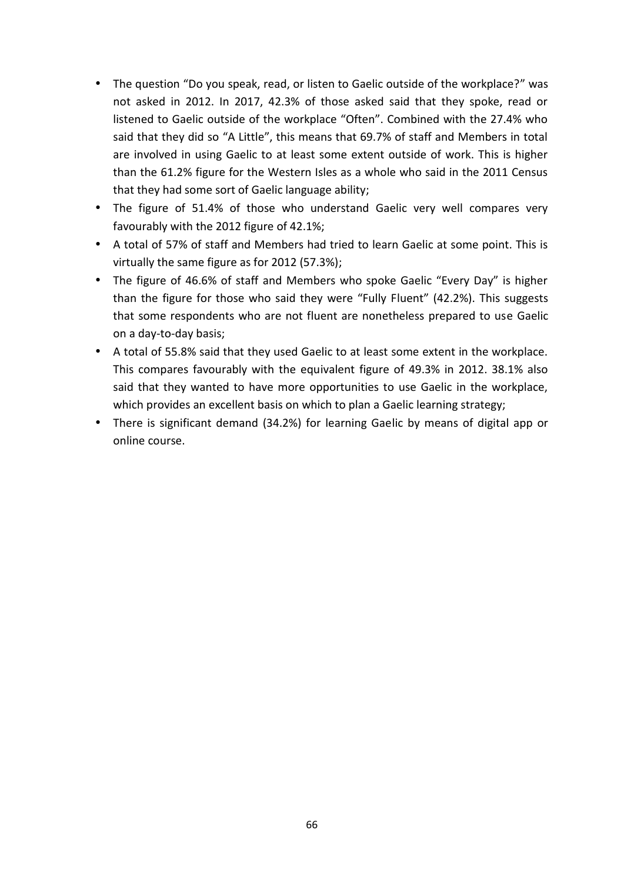- The question “Do you speak, read, or listen to Gaelic outside of the workplace?” was not asked in 2012. In 2017, 42.3% of those asked said that they spoke, read or listened to Gaelic outside of the workplace “Often”. Combined with the 27.4% who said that they did so “A Little”, this means that 69.7% of staff and Members in total are involved in using Gaelic to at least some extent outside of work. This is higher than the 61.2% figure for the Western Isles as a whole who said in the 2011 Census that they had some sort of Gaelic language ability;
- The figure of 51.4% of those who understand Gaelic very well compares very favourably with the 2012 figure of 42.1%;
- A total of 57% of staff and Members had tried to learn Gaelic at some point. This is virtually the same figure as for 2012 (57.3%);
- The figure of 46.6% of staff and Members who spoke Gaelic “Every Day” is higher than the figure for those who said they were “Fully Fluent” (42.2%). This suggests that some respondents who are not fluent are nonetheless prepared to use Gaelic on a day-to-day basis;
- A total of 55.8% said that they used Gaelic to at least some extent in the workplace. This compares favourably with the equivalent figure of 49.3% in 2012. 38.1% also said that they wanted to have more opportunities to use Gaelic in the workplace, which provides an excellent basis on which to plan a Gaelic learning strategy;
- There is significant demand (34.2%) for learning Gaelic by means of digital app or online course.